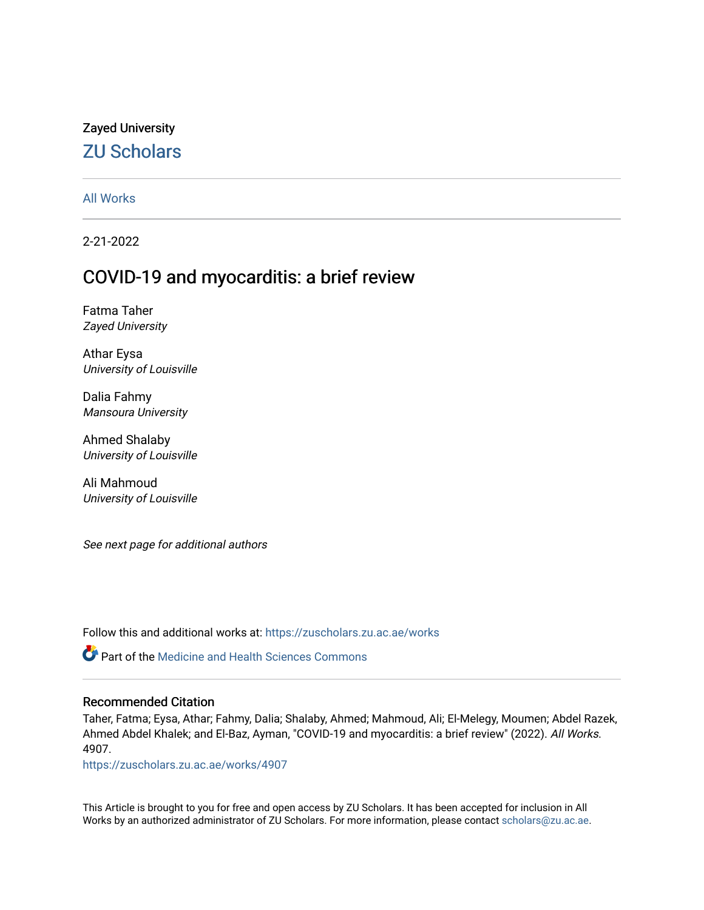Zayed University

## ZU Scholars

All Works

2-21-2022

# COVID-19 and myocarditis: a brief review

Fatma Taher
*Zayed University*

Athar Eysa
*University of Louisville*

Dalia Fahmy
*Mansoura University*

Ahmed Shalaby
*University of Louisville*

Ali Mahmoud
*University of Louisville*

*See next page for additional authors*

Follow this and additional works at: https://zuscholars.zu.ac.ae/works

Part of the Medicine and Health Sciences Commons

### Recommended Citation

Taher, Fatma; Eysa, Athar; Fahmy, Dalia; Shalaby, Ahmed; Mahmoud, Ali; El-Melegy, Moumen; Abdel Razek, Ahmed Abdel Khalek; and El-Baz, Ayman, "COVID-19 and myocarditis: a brief review" (2022). *All Works*. 4907.
https://zuscholars.zu.ac.ae/works/4907

This Article is brought to you for free and open access by ZU Scholars. It has been accepted for inclusion in All Works by an authorized administrator of ZU Scholars. For more information, please contact scholars@zu.ac.ae.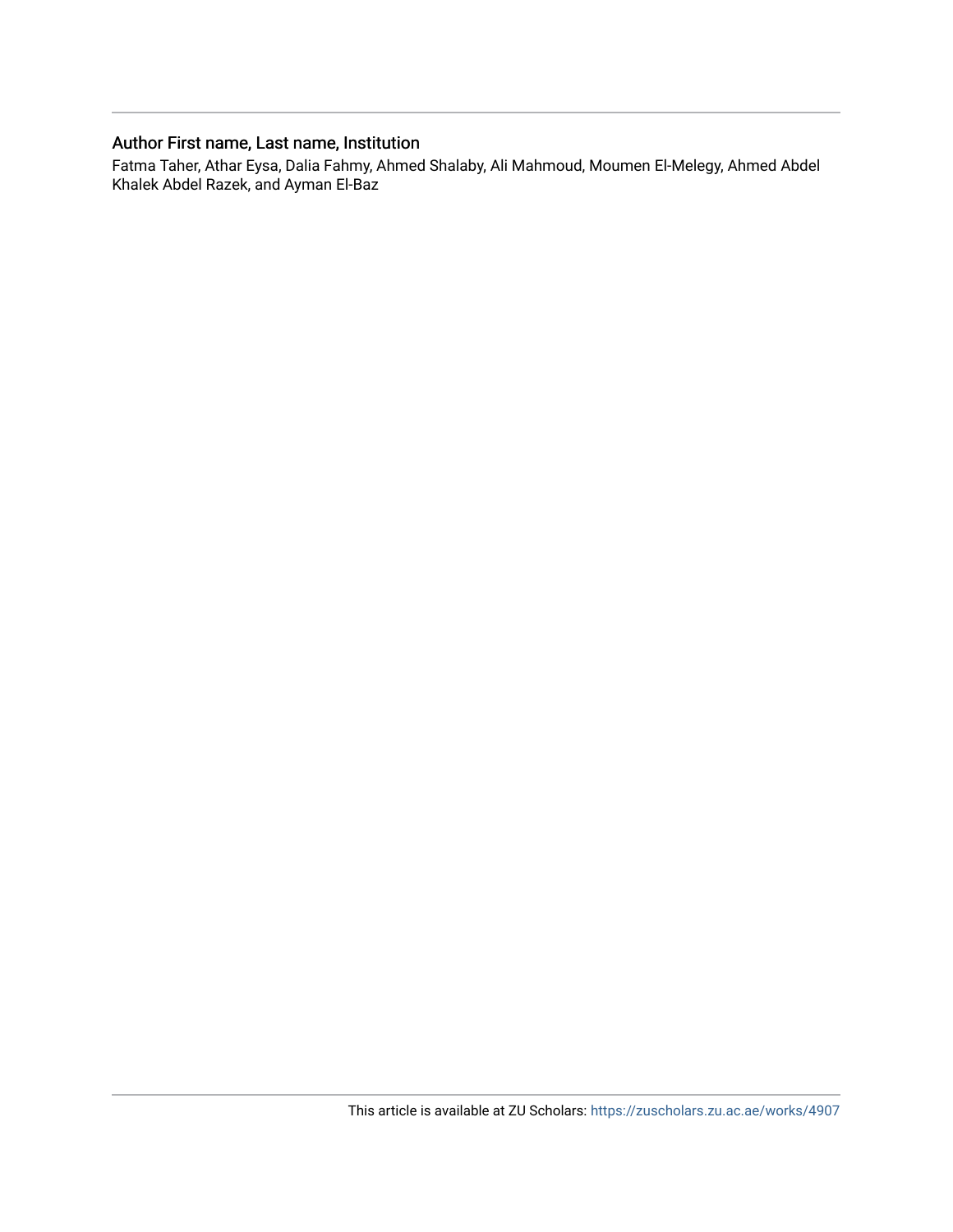## Author First name, Last name, Institution

Fatma Taher, Athar Eysa, Dalia Fahmy, Ahmed Shalaby, Ali Mahmoud, Moumen El-Melegy, Ahmed Abdel Khalek Abdel Razek, and Ayman El-Baz

This article is available at ZU Scholars: https://zuscholars.zu.ac.ae/works/4907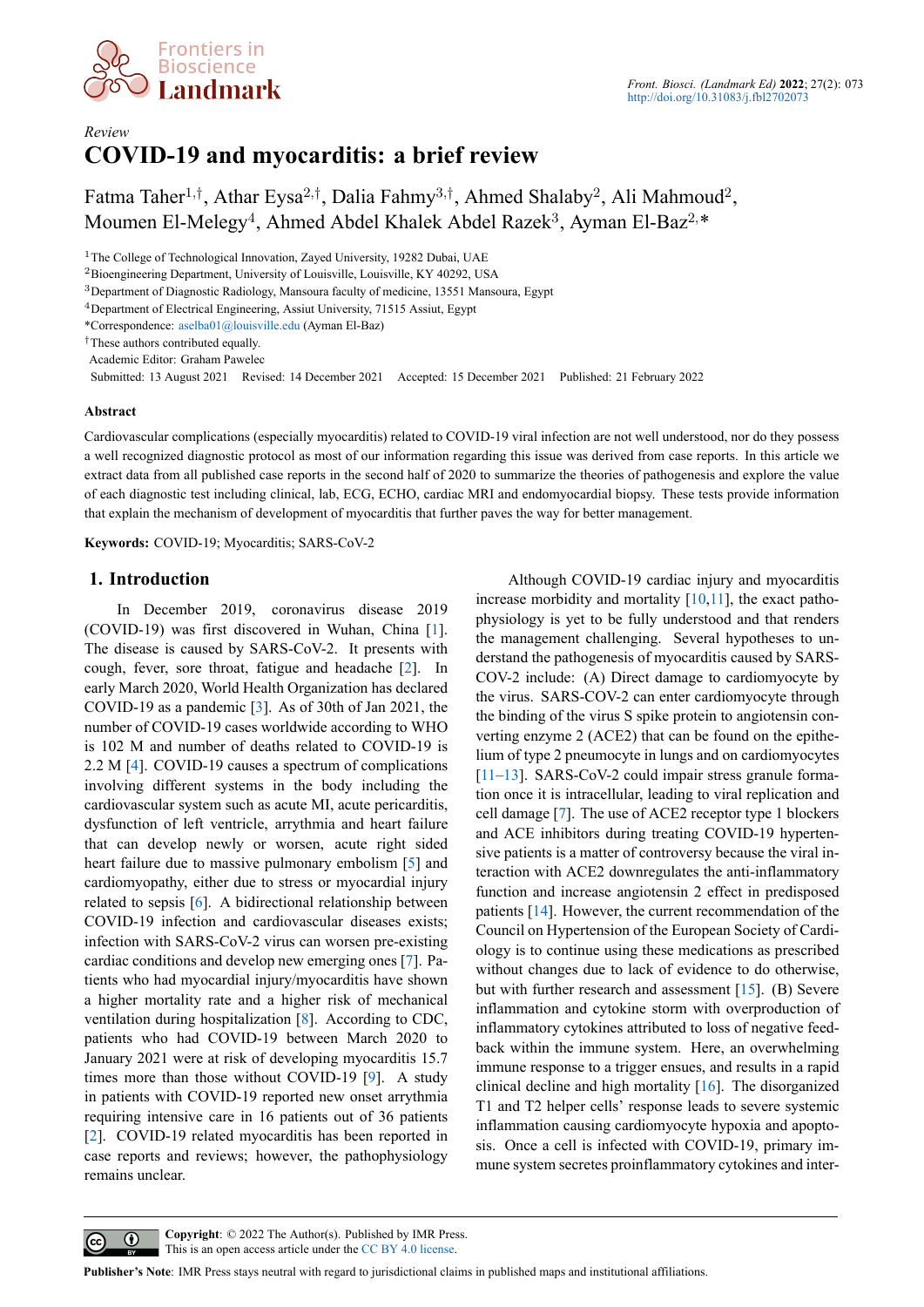Review

# COVID-19 and myocarditis: a brief review

Fatma Taher[1,†], Athar Eysa[2,†], Dalia Fahmy[3,†], Ahmed Shalaby[2], Ali Mahmoud[2], Moumen El-Melegy[4], Ahmed Abdel Khalek Abdel Razek[3], Ayman El-Baz[2,*]

[1]The College of Technological Innovation, Zayed University, 19282 Dubai, UAE
[2]Bioengineering Department, University of Louisville, Louisville, KY 40292, USA
[3]Department of Diagnostic Radiology, Mansoura faculty of medicine, 13551 Mansoura, Egypt
[4]Department of Electrical Engineering, Assiut University, 71515 Assiut, Egypt
*Correspondence: aselba01@louisville.edu (Ayman El-Baz)
†These authors contributed equally.
Academic Editor: Graham Pawelec
Submitted: 13 August 2021 Revised: 14 December 2021 Accepted: 15 December 2021 Published: 21 February 2022

## Abstract

Cardiovascular complications (especially myocarditis) related to COVID-19 viral infection are not well understood, nor do they possess a well recognized diagnostic protocol as most of our information regarding this issue was derived from case reports. In this article we extract data from all published case reports in the second half of 2020 to summarize the theories of pathogenesis and explore the value of each diagnostic test including clinical, lab, ECG, ECHO, cardiac MRI and endomyocardial biopsy. These tests provide information that explain the mechanism of development of myocarditis that further paves the way for better management.

**Keywords:** COVID-19; Myocarditis; SARS-CoV-2

## 1. Introduction

In December 2019, coronavirus disease 2019 (COVID-19) was first discovered in Wuhan, China [1]. The disease is caused by SARS-CoV-2. It presents with cough, fever, sore throat, fatigue and headache [2]. In early March 2020, World Health Organization has declared COVID-19 as a pandemic [3]. As of 30th of Jan 2021, the number of COVID-19 cases worldwide according to WHO is 102 M and number of deaths related to COVID-19 is 2.2 M [4]. COVID-19 causes a spectrum of complications involving different systems in the body including the cardiovascular system such as acute MI, acute pericarditis, dysfunction of left ventricle, arrythmia and heart failure that can develop newly or worsen, acute right sided heart failure due to massive pulmonary embolism [5] and cardiomyopathy, either due to stress or myocardial injury related to sepsis [6]. A bidirectional relationship between COVID-19 infection and cardiovascular diseases exists; infection with SARS-CoV-2 virus can worsen pre-existing cardiac conditions and develop new emerging ones [7]. Patients who had myocardial injury/myocarditis have shown a higher mortality rate and a higher risk of mechanical ventilation during hospitalization [8]. According to CDC, patients who had COVID-19 between March 2020 to January 2021 were at risk of developing myocarditis 15.7 times more than those without COVID-19 [9]. A study in patients with COVID-19 reported new onset arrythmia requiring intensive care in 16 patients out of 36 patients [2]. COVID-19 related myocarditis has been reported in case reports and reviews; however, the pathophysiology remains unclear.

Although COVID-19 cardiac injury and myocarditis increase morbidity and mortality [10,11], the exact pathophysiology is yet to be fully understood and that renders the management challenging. Several hypotheses to understand the pathogenesis of myocarditis caused by SARS-COV-2 include: (A) Direct damage to cardiomyocyte by the virus. SARS-COV-2 can enter cardiomyocyte through the binding of the virus S spike protein to angiotensin converting enzyme 2 (ACE2) that can be found on the epithelium of type 2 pneumocyte in lungs and on cardiomyocytes [11–13]. SARS-CoV-2 could impair stress granule formation once it is intracellular, leading to viral replication and cell damage [7]. The use of ACE2 receptor type 1 blockers and ACE inhibitors during treating COVID-19 hypertensive patients is a matter of controversy because the viral interaction with ACE2 downregulates the anti-inflammatory function and increase angiotensin 2 effect in predisposed patients [14]. However, the current recommendation of the Council on Hypertension of the European Society of Cardiology is to continue using these medications as prescribed without changes due to lack of evidence to do otherwise, but with further research and assessment [15]. (B) Severe inflammation and cytokine storm with overproduction of inflammatory cytokines attributed to loss of negative feedback within the immune system. Here, an overwhelming immune response to a trigger ensues, and results in a rapid clinical decline and high mortality [16]. The disorganized T1 and T2 helper cells' response leads to severe systemic inflammation causing cardiomyocyte hypoxia and apoptosis. Once a cell is infected with COVID-19, primary immune system secretes proinflammatory cytokines and inter-

**Copyright**: © 2022 The Author(s). Published by IMR Press.
This is an open access article under the CC BY 4.0 license.

**Publisher's Note**: IMR Press stays neutral with regard to jurisdictional claims in published maps and institutional affiliations.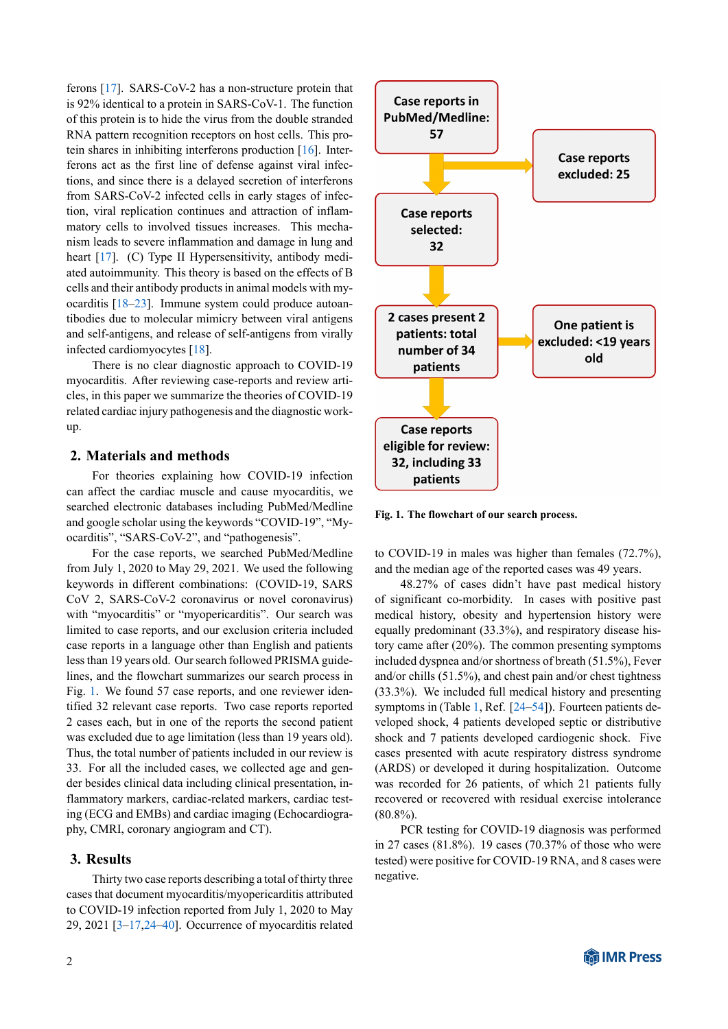ferons [17]. SARS-CoV-2 has a non-structure protein that is 92% identical to a protein in SARS-CoV-1. The function of this protein is to hide the virus from the double stranded RNA pattern recognition receptors on host cells. This protein shares in inhibiting interferons production [16]. Interferons act as the first line of defense against viral infections, and since there is a delayed secretion of interferons from SARS-CoV-2 infected cells in early stages of infection, viral replication continues and attraction of inflammatory cells to involved tissues increases. This mechanism leads to severe inflammation and damage in lung and heart [17]. (C) Type II Hypersensitivity, antibody mediated autoimmunity. This theory is based on the effects of B cells and their antibody products in animal models with myocarditis [18–23]. Immune system could produce autoantibodies due to molecular mimicry between viral antigens and self-antigens, and release of self-antigens from virally infected cardiomyocytes [18].

There is no clear diagnostic approach to COVID-19 myocarditis. After reviewing case-reports and review articles, in this paper we summarize the theories of COVID-19 related cardiac injury pathogenesis and the diagnostic workup.

## 2. Materials and methods

For theories explaining how COVID-19 infection can affect the cardiac muscle and cause myocarditis, we searched electronic databases including PubMed/Medline and google scholar using the keywords "COVID-19", "Myocarditis", "SARS-CoV-2", and "pathogenesis".

For the case reports, we searched PubMed/Medline from July 1, 2020 to May 29, 2021. We used the following keywords in different combinations: (COVID-19, SARS CoV 2, SARS-CoV-2 coronavirus or novel coronavirus) with "myocarditis" or "myopericarditis". Our search was limited to case reports, and our exclusion criteria included case reports in a language other than English and patients less than 19 years old. Our search followed PRISMA guidelines, and the flowchart summarizes our search process in Fig. 1. We found 57 case reports, and one reviewer identified 32 relevant case reports. Two case reports reported 2 cases each, but in one of the reports the second patient was excluded due to age limitation (less than 19 years old). Thus, the total number of patients included in our review is 33. For all the included cases, we collected age and gender besides clinical data including clinical presentation, inflammatory markers, cardiac-related markers, cardiac testing (ECG and EMBs) and cardiac imaging (Echocardiography, CMRI, coronary angiogram and CT).

Case reports in PubMed/Medline: 57

Case reports excluded: 25

Case reports selected: 32

2 cases present 2 patients: total number of 34 patients

One patient is excluded: <19 years old

Case reports eligible for review: 32, including 33 patients

**Fig. 1. The flowchart of our search process.**

## 3. Results

Thirty two case reports describing a total of thirty three cases that document myocarditis/myopericarditis attributed to COVID-19 infection reported from July 1, 2020 to May 29, 2021 [3–17,24–40]. Occurrence of myocarditis related to COVID-19 in males was higher than females (72.7%), and the median age of the reported cases was 49 years.

48.27% of cases didn't have past medical history of significant co-morbidity. In cases with positive past medical history, obesity and hypertension history were equally predominant (33.3%), and respiratory disease history came after (20%). The common presenting symptoms included dyspnea and/or shortness of breath (51.5%), Fever and/or chills (51.5%), and chest pain and/or chest tightness (33.3%). We included full medical history and presenting symptoms in (Table 1, Ref. [24–54]). Fourteen patients developed shock, 4 patients developed septic or distributive shock and 7 patients developed cardiogenic shock. Five cases presented with acute respiratory distress syndrome (ARDS) or developed it during hospitalization. Outcome was recorded for 26 patients, of which 21 patients fully recovered or recovered with residual exercise intolerance (80.8%).

PCR testing for COVID-19 diagnosis was performed in 27 cases (81.8%). 19 cases (70.37% of those who were tested) were positive for COVID-19 RNA, and 8 cases were negative.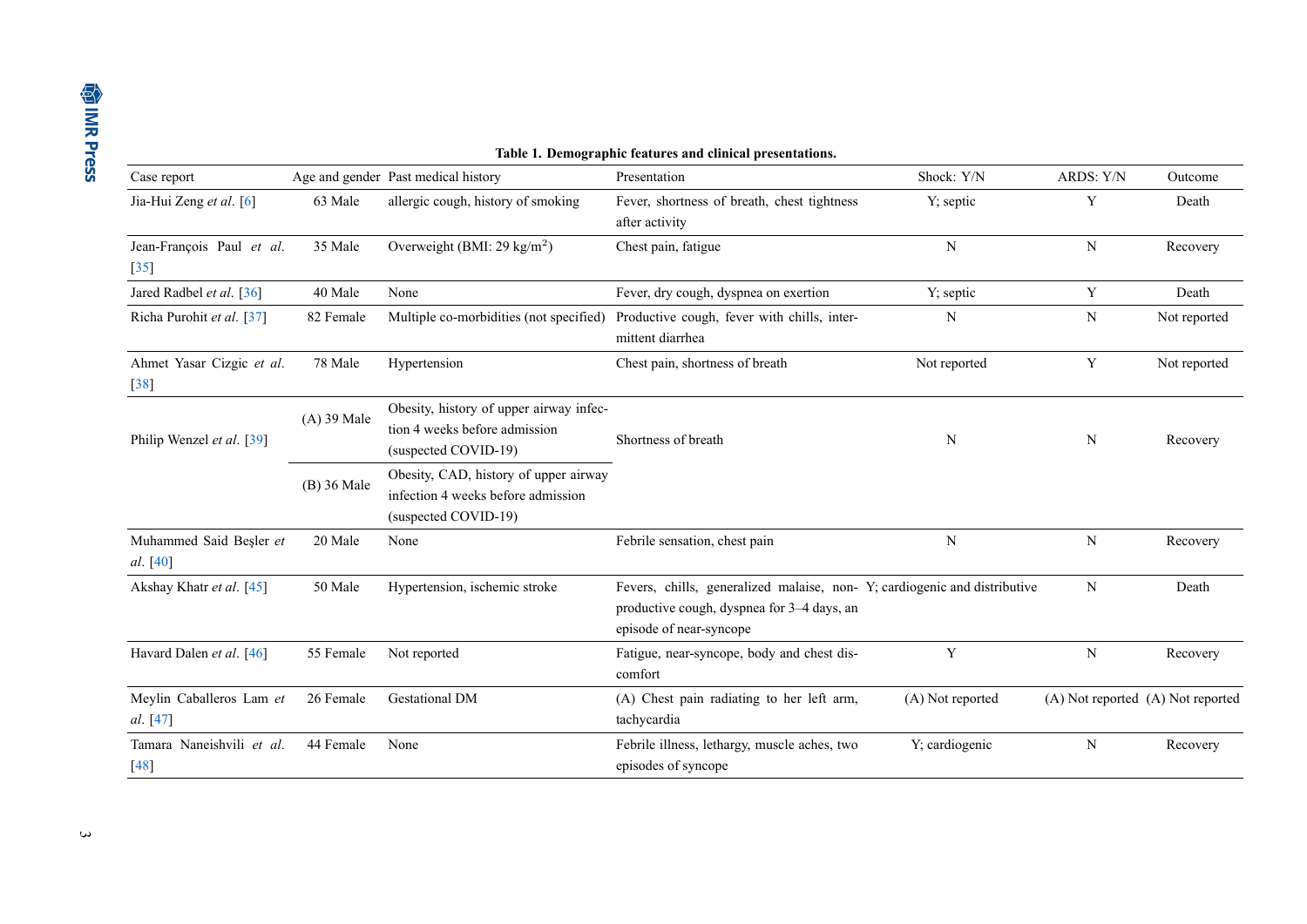**Table 1. Demographic features and clinical presentations.**

| Case report | Age and gender | Past medical history | Presentation | Shock: Y/N | ARDS: Y/N | Outcome |
|---|---|---|---|---|---|---|
| Jia-Hui Zeng *et al*. [6] | 63 Male | allergic cough, history of smoking | Fever, shortness of breath, chest tightness after activity | Y; septic | Y | Death |
| Jean-François Paul *et al*. [35] | 35 Male | Overweight (BMI: 29 kg/m$^2$) | Chest pain, fatigue | N | N | Recovery |
| Jared Radbel *et al*. [36] | 40 Male | None | Fever, dry cough, dyspnea on exertion | Y; septic | Y | Death |
| Richa Purohit *et al*. [37] | 82 Female | Multiple co-morbidities (not specified) | Productive cough, fever with chills, intermittent diarrhea | N | N | Not reported |
| Ahmet Yasar Cizgic *et al*. [38] | 78 Male | Hypertension | Chest pain, shortness of breath | Not reported | Y | Not reported |
| Philip Wenzel *et al*. [39] | (A) 39 Male | Obesity, history of upper airway infection 4 weeks before admission (suspected COVID-19) | Shortness of breath | N | N | Recovery |
| | (B) 36 Male | Obesity, CAD, history of upper airway infection 4 weeks before admission (suspected COVID-19) | | | | |
| Muhammed Said Beşler *et al*. [40] | 20 Male | None | Febrile sensation, chest pain | N | N | Recovery |
| Akshay Khatr *et al*. [45] | 50 Male | Hypertension, ischemic stroke | Fevers, chills, generalized malaise, non-productive cough, dyspnea for 3–4 days, an episode of near-syncope | Y; cardiogenic and distributive | N | Death |
| Havard Dalen *et al*. [46] | 55 Female | Not reported | Fatigue, near-syncope, body and chest discomfort | Y | N | Recovery |
| Meylin Caballeros Lam *et al*. [47] | 26 Female | Gestational DM | (A) Chest pain radiating to her left arm, tachycardia | (A) Not reported | (A) Not reported | (A) Not reported |
| Tamara Naneishvili *et al*. [48] | 44 Female | None | Febrile illness, lethargy, muscle aches, two episodes of syncope | Y; cardiogenic | N | Recovery |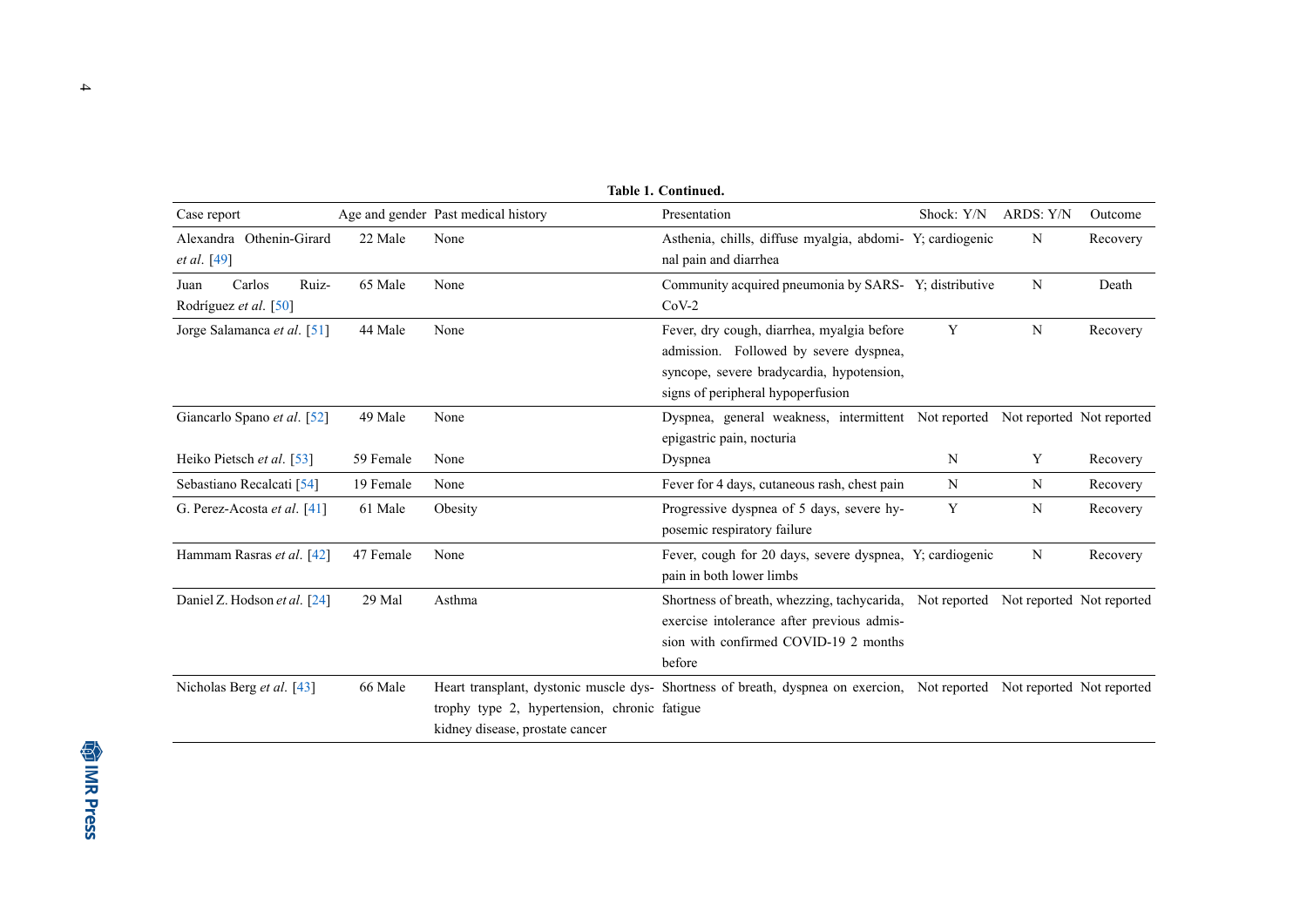**Table 1. Continued.**

| Case report | Age and gender | Past medical history | Presentation | Shock: Y/N | ARDS: Y/N | Outcome |
|---|---|---|---|---|---|---|
| Alexandra Othenin-Girard *et al*. [49] | 22 Male | None | Asthenia, chills, diffuse myalgia, abdominal pain and diarrhea | Y; cardiogenic | N | Recovery |
| Juan Carlos Ruiz-Rodríguez *et al*. [50] | 65 Male | None | Community acquired pneumonia by SARS-CoV-2 | Y; distributive | N | Death |
| Jorge Salamanca *et al*. [51] | 44 Male | None | Fever, dry cough, diarrhea, myalgia before admission. Followed by severe dyspnea, syncope, severe bradycardia, hypotension, signs of peripheral hypoperfusion | Y | N | Recovery |
| Giancarlo Spano *et al*. [52] | 49 Male | None | Dyspnea, general weakness, intermittent epigastric pain, nocturia | Not reported | Not reported | Not reported |
| Heiko Pietsch *et al*. [53] | 59 Female | None | Dyspnea | N | Y | Recovery |
| Sebastiano Recalcati [54] | 19 Female | None | Fever for 4 days, cutaneous rash, chest pain | N | N | Recovery |
| G. Perez-Acosta *et al*. [41] | 61 Male | Obesity | Progressive dyspnea of 5 days, severe hyposemic respiratory failure | Y | N | Recovery |
| Hammam Rasras *et al*. [42] | 47 Female | None | Fever, cough for 20 days, severe dyspnea, pain in both lower limbs | Y; cardiogenic | N | Recovery |
| Daniel Z. Hodson *et al*. [24] | 29 Mal | Asthma | Shortness of breath, whezzing, tachycarida, exercise intolerance after previous admission with confirmed COVID-19 2 months before | Not reported | Not reported | Not reported |
| Nicholas Berg *et al*. [43] | 66 Male | Heart transplant, dystonic muscle dystrophy type 2, hypertension, chronic kidney disease, prostate cancer | Shortness of breath, dyspnea on exercion, fatigue | Not reported | Not reported | Not reported |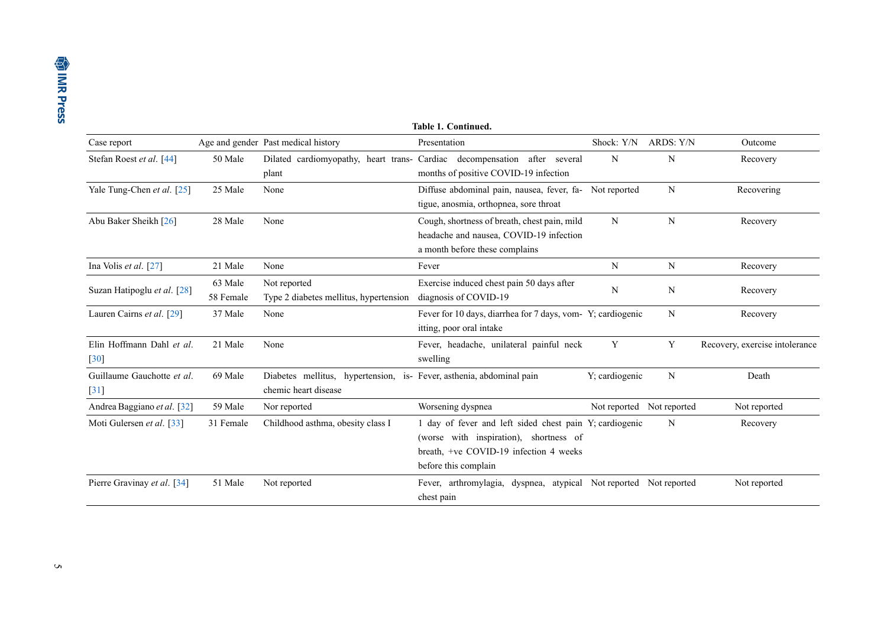**Table 1. Continued.**

| Case report | Age and gender | Past medical history | Presentation | Shock: Y/N | ARDS: Y/N | Outcome |
|---|---|---|---|---|---|---|
| Stefan Roest *et al*. [44] | 50 Male | Dilated cardiomyopathy, heart transplant | Cardiac decompensation after several months of positive COVID-19 infection | N | N | Recovery |
| Yale Tung-Chen *et al*. [25] | 25 Male | None | Diffuse abdominal pain, nausea, fever, fatigue, anosmia, orthopnea, sore throat | Not reported | N | Recovering |
| Abu Baker Sheikh [26] | 28 Male | None | Cough, shortness of breath, chest pain, mild headache and nausea, COVID-19 infection a month before these complains | N | N | Recovery |
| Ina Volis *et al*. [27] | 21 Male | None | Fever | N | N | Recovery |
| Suzan Hatipoglu *et al*. [28] | 63 Male<br>58 Female | Not reported<br>Type 2 diabetes mellitus, hypertension | Exercise induced chest pain 50 days after diagnosis of COVID-19 | N | N | Recovery |
| Lauren Cairns *et al*. [29] | 37 Male | None | Fever for 10 days, diarrhea for 7 days, vomitting, poor oral intake | Y; cardiogenic | N | Recovery |
| Elin Hoffmann Dahl *et al*. [30] | 21 Male | None | Fever, headache, unilateral painful neck swelling | Y | Y | Recovery, exercise intolerance |
| Guillaume Gauchotte *et al*. [31] | 69 Male | Diabetes mellitus, hypertension, ischemic heart disease | Fever, asthenia, abdominal pain | Y; cardiogenic | N | Death |
| Andrea Baggiano *et al*. [32] | 59 Male | Nor reported | Worsening dyspnea | Not reported | Not reported | Not reported |
| Moti Gulersen *et al*. [33] | 31 Female | Childhood asthma, obesity class I | 1 day of fever and left sided chest pain (worse with inspiration), shortness of breath, +ve COVID-19 infection 4 weeks before this complain | Y; cardiogenic | N | Recovery |
| Pierre Gravinay *et al*. [34] | 51 Male | Not reported | Fever, arthromylagia, dyspnea, atypical chest pain | Not reported | Not reported | Not reported |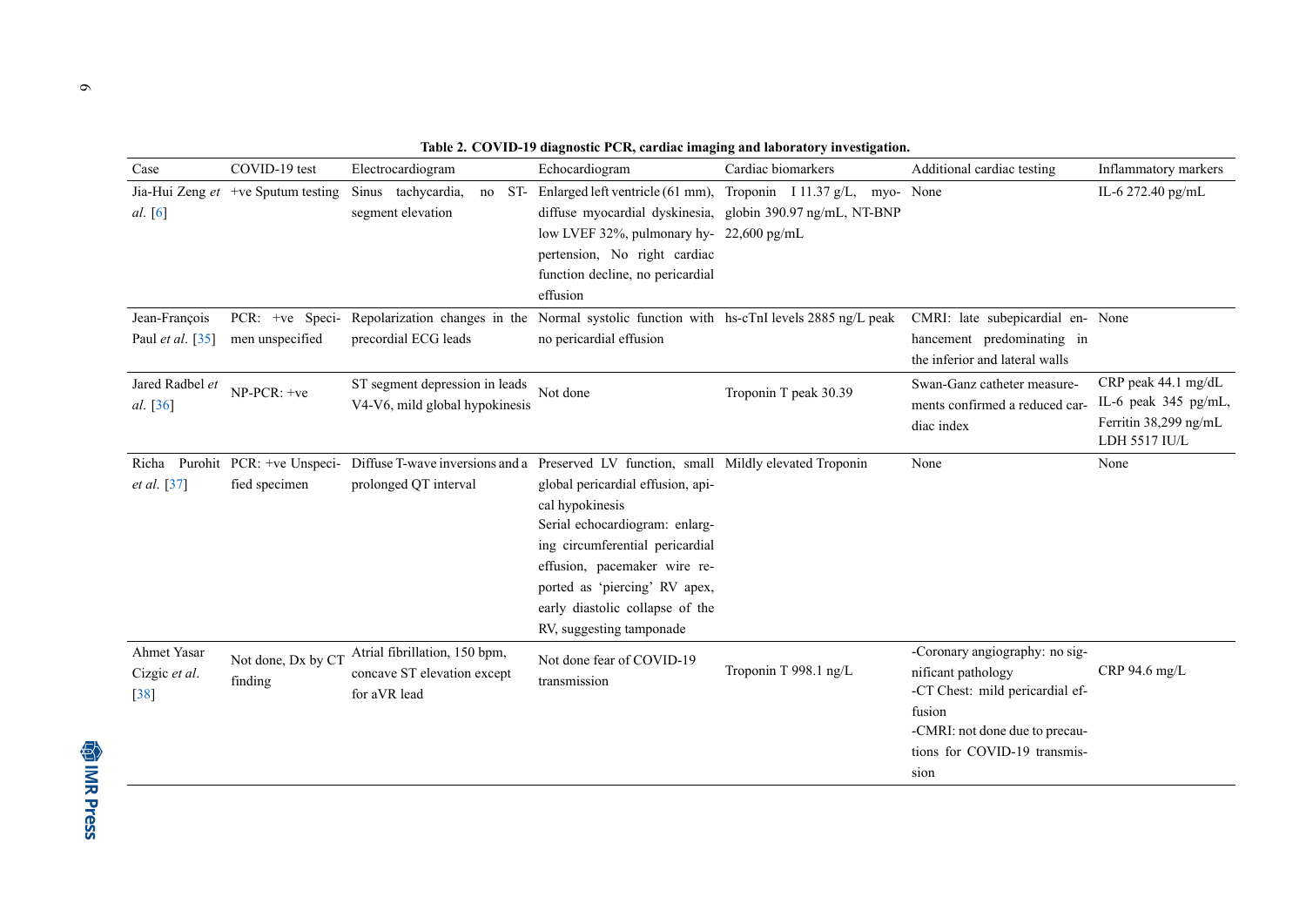**Table 2. COVID-19 diagnostic PCR, cardiac imaging and laboratory investigation.**

| Case | COVID-19 test | Electrocardiogram | Echocardiogram | Cardiac biomarkers | Additional cardiac testing | Inflammatory markers |
|---|---|---|---|---|---|---|
| Jia-Hui Zeng *et al.* [6] | +ve Sputum testing | Sinus tachycardia, no ST-segment elevation | Enlarged left ventricle (61 mm), diffuse myocardial dyskinesia, low LVEF 32%, pulmonary hypertension, No right cardiac function decline, no pericardial effusion | Troponin I 11.37 g/L, myoglobin 390.97 ng/mL, NT-BNP 22,600 pg/mL | None | IL-6 272.40 pg/mL |
| Jean-François Paul *et al.* [35] | PCR: +ve Specimen unspecified | Repolarization changes in the precordial ECG leads | Normal systolic function with no pericardial effusion | hs-cTnI levels 2885 ng/L peak | CMRI: late subepicardial enhancement predominating in the inferior and lateral walls | None |
| Jared Radbel *et al.* [36] | NP-PCR: +ve | ST segment depression in leads V4-V6, mild global hypokinesis | Not done | Troponin T peak 30.39 | Swan-Ganz catheter measurements confirmed a reduced cardiac index | CRP peak 44.1 mg/dL IL-6 peak 345 pg/mL, Ferritin 38,299 ng/mL LDH 5517 IU/L |
| Richa Purohit *et al.* [37] | PCR: +ve Unspecified specimen | Diffuse T-wave inversions and a prolonged QT interval | Preserved LV function, small global pericardial effusion, apical hypokinesis<br>Serial echocardiogram: enlarging circumferential pericardial effusion, pacemaker wire reported as 'piercing' RV apex, early diastolic collapse of the RV, suggesting tamponade | Mildly elevated Troponin | None | None |
| Ahmet Yasar Cizgic *et al.* [38] | Not done, Dx by CT finding | Atrial fibrillation, 150 bpm, concave ST elevation except for aVR lead | Not done fear of COVID-19 transmission | Troponin T 998.1 ng/L | -Coronary angiography: no significant pathology<br>-CT Chest: mild pericardial effusion<br>-CMRI: not done due to precautions for COVID-19 transmission | CRP 94.6 mg/L |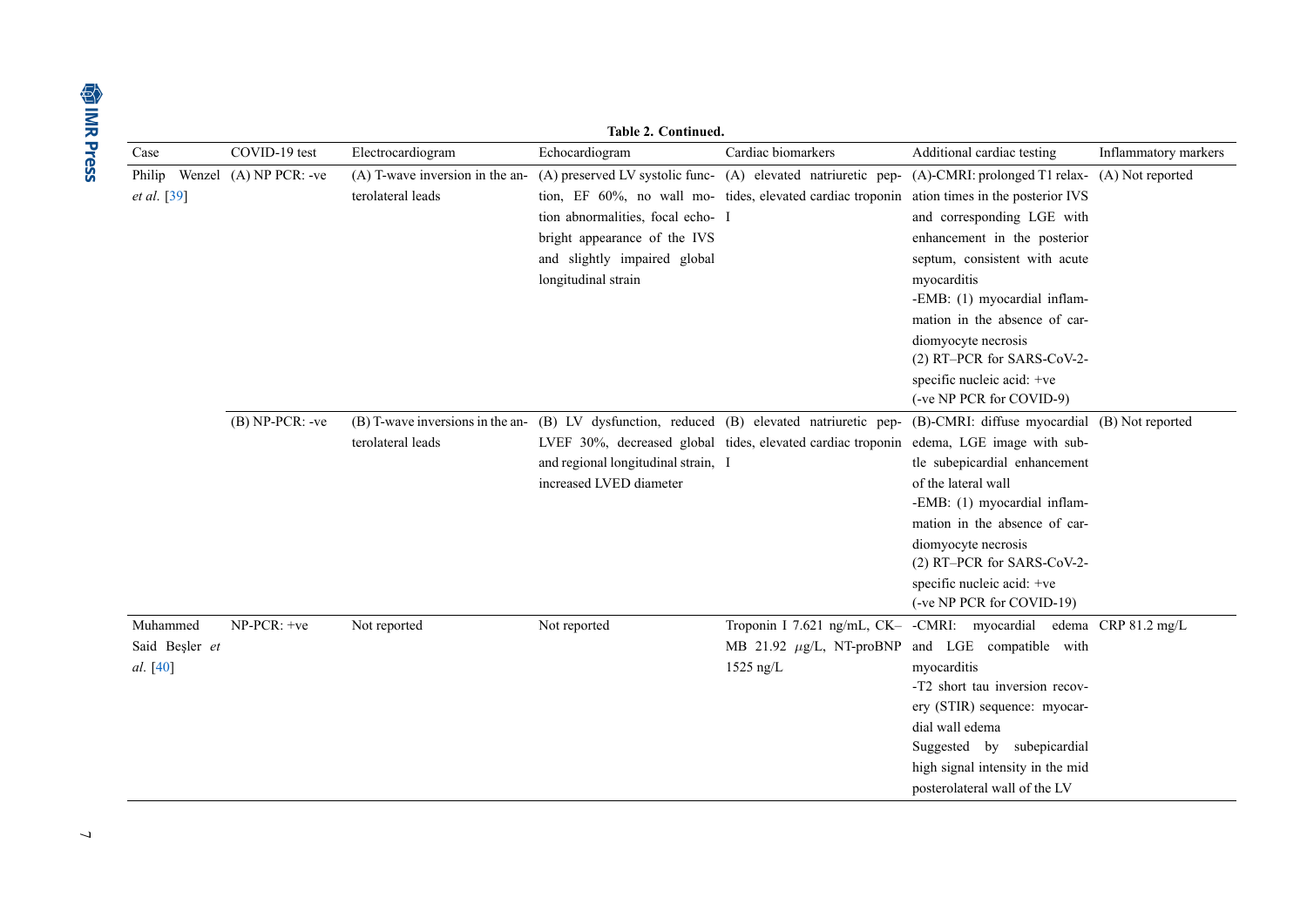**Table 2. Continued.**

| Case | COVID-19 test | Electrocardiogram | Echocardiogram | Cardiac biomarkers | Additional cardiac testing | Inflammatory markers |
|---|---|---|---|---|---|---|
| Philip Wenzel *et al.* [39] | (A) NP PCR: -ve | (A) T-wave inversion in the anterolateral leads | (A) preserved LV systolic function, EF 60%, no wall motion abnormalities, focal echo-bright appearance of the IVS and slightly impaired global longitudinal strain | (A) elevated natriuretic peptides, elevated cardiac troponin I | (A)-CMRI: prolonged T1 relaxation times in the posterior IVS and corresponding LGE with enhancement in the posterior septum, consistent with acute myocarditis<br>-EMB: (1) myocardial inflammation in the absence of cardiomyocyte necrosis<br>(2) RT–PCR for SARS-CoV-2-specific nucleic acid: +ve<br>(-ve NP PCR for COVID-9) | (A) Not reported |
| | (B) NP-PCR: -ve | (B) T-wave inversions in the anterolateral leads | (B) LV dysfunction, reduced LVEF 30%, decreased global and regional longitudinal strain, increased LVED diameter | (B) elevated natriuretic peptides, elevated cardiac troponin I | (B)-CMRI: diffuse myocardial edema, LGE image with subtle subepicardial enhancement of the lateral wall<br>-EMB: (1) myocardial inflammation in the absence of cardiomyocyte necrosis<br>(2) RT–PCR for SARS-CoV-2-specific nucleic acid: +ve<br>(-ve NP PCR for COVID-19) | (B) Not reported |
| Muhammed Said Beşler *et al.* [40] | NP-PCR: +ve | Not reported | Not reported | Troponin I 7.621 ng/mL, CK–MB 21.92 $\mu$g/L, NT-proBNP 1525 ng/L | -CMRI: myocardial edema and LGE compatible with myocarditis<br>-T2 short tau inversion recovery (STIR) sequence: myocardial wall edema<br>Suggested by subepicardial high signal intensity in the mid posterolateral wall of the LV | CRP 81.2 mg/L |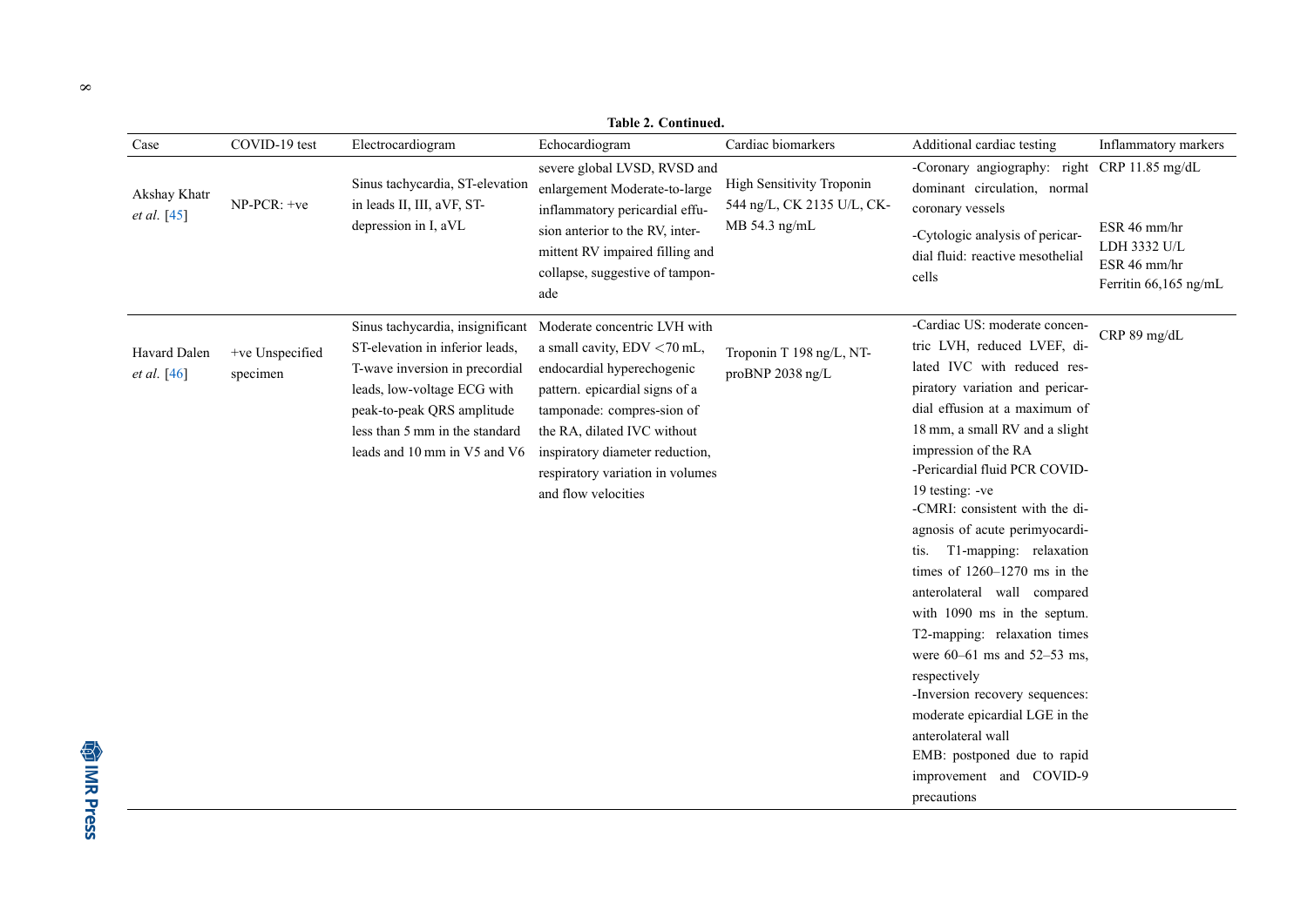**Table 2. Continued.**

| Case | COVID-19 test | Electrocardiogram | Echocardiogram | Cardiac biomarkers | Additional cardiac testing | Inflammatory markers |
|---|---|---|---|---|---|---|
| Akshay Khatr *et al.* [45] | NP-PCR: +ve | Sinus tachycardia, ST-elevation in leads II, III, aVF, ST-depression in I, aVL | severe global LVSD, RVSD and enlargement Moderate-to-large inflammatory pericardial effusion anterior to the RV, intermittent RV impaired filling and collapse, suggestive of tamponade | High Sensitivity Troponin 544 ng/L, CK 2135 U/L, CK-MB 54.3 ng/mL | -Coronary angiography: right dominant circulation, normal coronary vessels<br>-Cytologic analysis of pericardial fluid: reactive mesothelial cells | CRP 11.85 mg/dL<br>ESR 46 mm/hr<br>LDH 3332 U/L<br>ESR 46 mm/hr<br>Ferritin 66,165 ng/mL |
| Havard Dalen *et al.* [46] | +ve Unspecified specimen | Sinus tachycardia, insignificant ST-elevation in inferior leads, T-wave inversion in precordial leads, low-voltage ECG with peak-to-peak QRS amplitude less than 5 mm in the standard leads and 10 mm in V5 and V6 | Moderate concentric LVH with a small cavity, EDV <70 mL, endocardial hyperechogenic pattern. epicardial signs of a tamponade: compres-sion of the RA, dilated IVC without inspiratory diameter reduction, respiratory variation in volumes and flow velocities | Troponin T 198 ng/L, NT-proBNP 2038 ng/L | -Cardiac US: moderate concentric LVH, reduced LVEF, dilated IVC with reduced respiratory variation and pericardial effusion at a maximum of 18 mm, a small RV and a slight impression of the RA<br>-Pericardial fluid PCR COVID-19 testing: -ve<br>-CMRI: consistent with the diagnosis of acute perimyocarditis. T1-mapping: relaxation times of 1260–1270 ms in the anterolateral wall compared with 1090 ms in the septum. T2-mapping: relaxation times were 60–61 ms and 52–53 ms, respectively<br>-Inversion recovery sequences: moderate epicardial LGE in the anterolateral wall<br>EMB: postponed due to rapid improvement and COVID-9 precautions | CRP 89 mg/dL |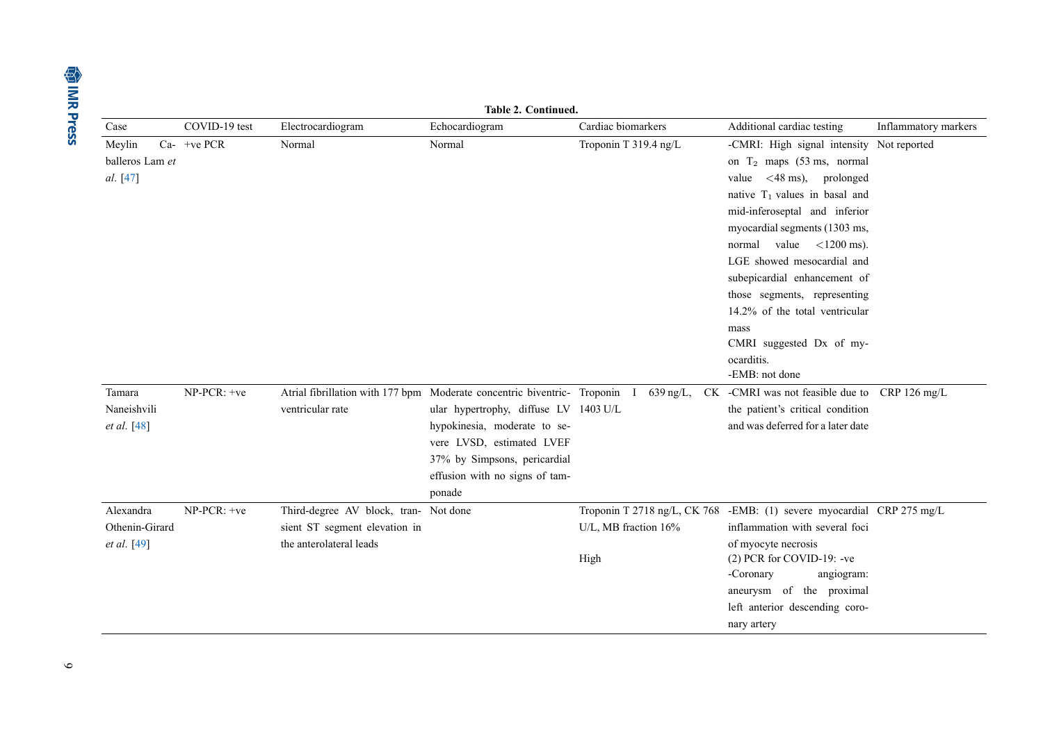**Table 2. Continued.**

| Case | COVID-19 test | Electrocardiogram | Echocardiogram | Cardiac biomarkers | Additional cardiac testing | Inflammatory markers |
|---|---|---|---|---|---|---|
| Meylin Caballeros Lam *et al*. [47] | +ve PCR | Normal | Normal | Troponin T 319.4 ng/L | -CMRI: High signal intensity on $T_2$ maps (53 ms, normal value <48 ms), prolonged native $T_1$ values in basal and mid-inferoseptal and inferior myocardial segments (1303 ms, normal value <1200 ms). LGE showed mesocardial and subepicardial enhancement of those segments, representing 14.2% of the total ventricular mass<br>CMRI suggested Dx of myocarditis.<br>-EMB: not done | Not reported |
| Tamara Naneishvili *et al*. [48] | NP-PCR: +ve | Atrial fibrillation with 177 bpm ventricular rate | Moderate concentric biventricular hypertrophy, diffuse LV hypokinesia, moderate to severe LVSD, estimated LVEF 37% by Simpsons, pericardial effusion with no signs of tamponade | Troponin I 639 ng/L, CK 1403 U/L | -CMRI was not feasible due to the patient's critical condition and was deferred for a later date | CRP 126 mg/L |
| Alexandra Othenin-Girard *et al*. [49] | NP-PCR: +ve | Third-degree AV block, transient ST segment elevation in the anterolateral leads | Not done | Troponin T 2718 ng/L, CK 768 U/L, MB fraction 16%<br><br>High | -EMB: (1) severe myocardial inflammation with several foci of myocyte necrosis<br>(2) PCR for COVID-19: -ve<br>-Coronary angiogram: aneurysm of the proximal left anterior descending coronary artery | CRP 275 mg/L |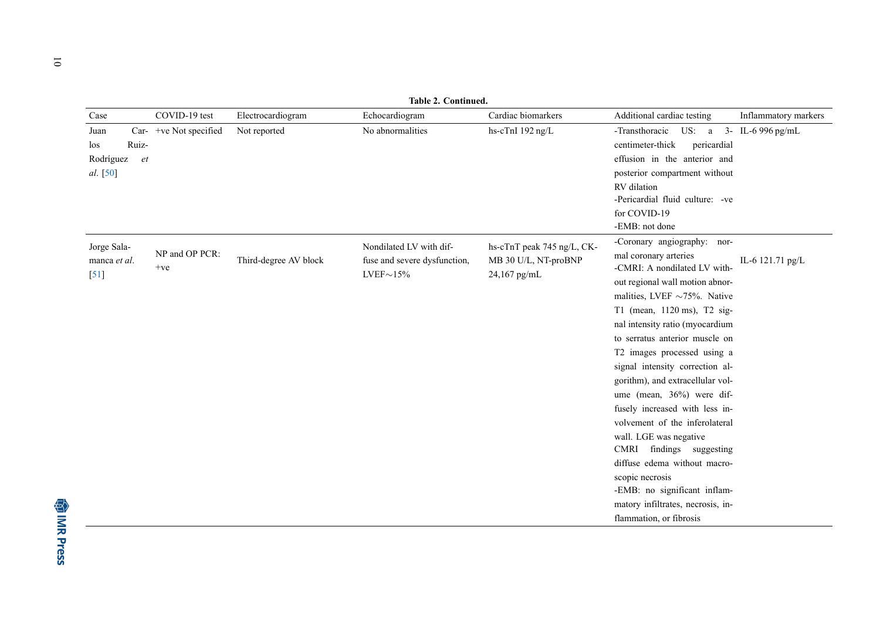**Table 2. Continued.**

| Case | COVID-19 test | Electrocardiogram | Echocardiogram | Cardiac biomarkers | Additional cardiac testing | Inflammatory markers |
|---|---|---|---|---|---|---|
| Juan Carlos Ruiz-Rodríguez *et al*. [50] | +ve Not specified | Not reported | No abnormalities | hs-cTnI 192 ng/L | -Transthoracic US: a 3-centimeter-thick pericardial effusion in the anterior and posterior compartment without RV dilation<br>-Pericardial fluid culture: -ve for COVID-19<br>-EMB: not done | IL-6 996 pg/mL |
| Jorge Salamanca *et al*. [51] | NP and OP PCR: +ve | Third-degree AV block | Nondilated LV with diffuse and severe dysfunction, LVEF$\sim$15% | hs-cTnT peak 745 ng/L, CK-MB 30 U/L, NT-proBNP 24,167 pg/mL | -Coronary angiography: normal coronary arteries<br>-CMRI: A nondilated LV without regional wall motion abnormalities, LVEF $\sim$75%. Native T1 (mean, 1120 ms), T2 signal intensity ratio (myocardium to serratus anterior muscle on T2 images processed using a signal intensity correction algorithm), and extracellular volume (mean, 36%) were diffusely increased with less involvement of the inferolateral wall. LGE was negative<br>CMRI findings suggesting diffuse edema without macroscopic necrosis<br>-EMB: no significant inflammatory infiltrates, necrosis, inflammation, or fibrosis | IL-6 121.71 pg/L |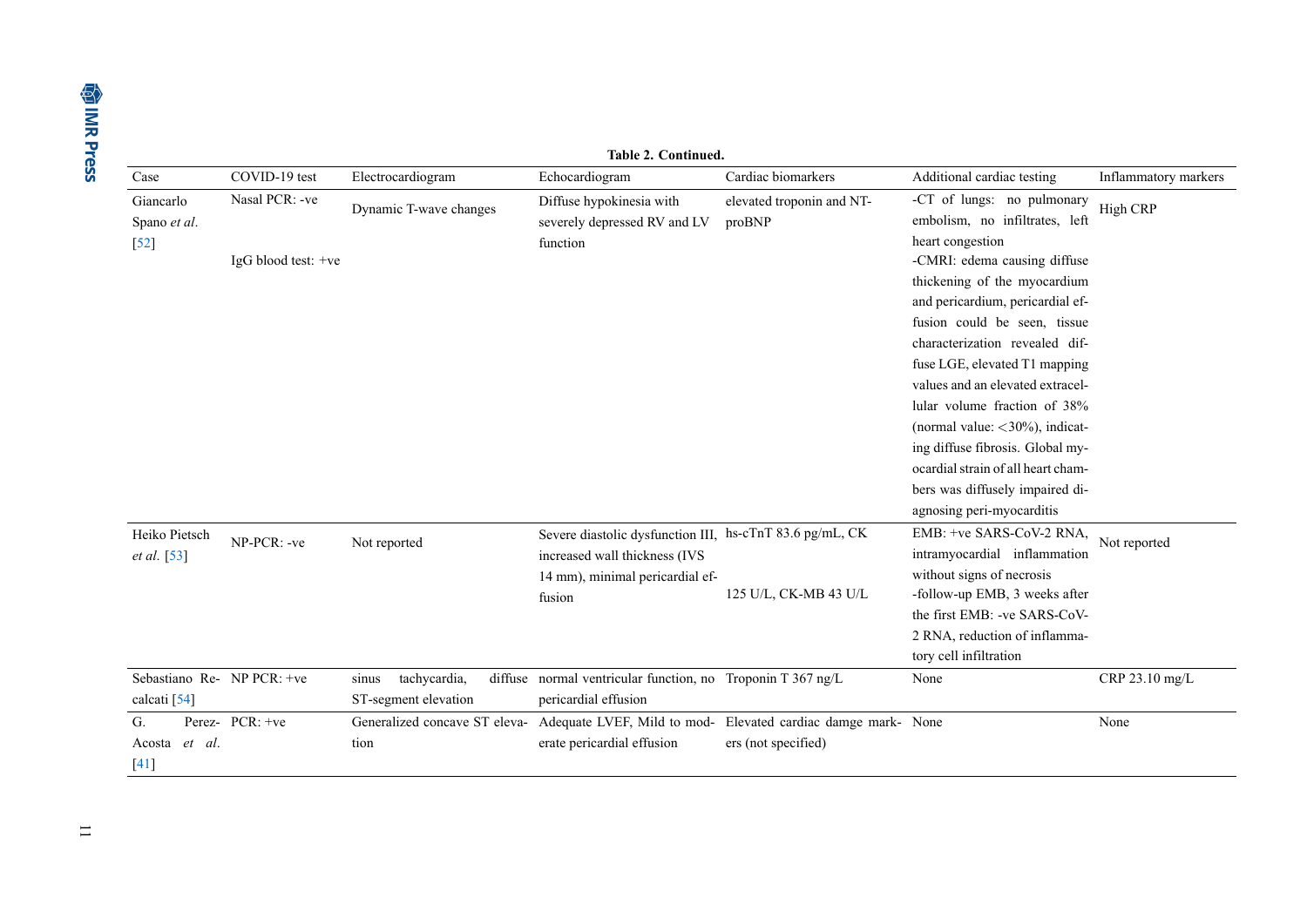**Table 2. Continued.**

| Case | COVID-19 test | Electrocardiogram | Echocardiogram | Cardiac biomarkers | Additional cardiac testing | Inflammatory markers |
|---|---|---|---|---|---|---|
| Giancarlo Spano *et al.* [52] | Nasal PCR: -ve<br>IgG blood test: +ve | Dynamic T-wave changes | Diffuse hypokinesia with severely depressed RV and LV function | elevated troponin and NT-proBNP | -CT of lungs: no pulmonary embolism, no infiltrates, left heart congestion<br>-CMRI: edema causing diffuse thickening of the myocardium and pericardium, pericardial effusion could be seen, tissue characterization revealed diffuse LGE, elevated T1 mapping values and an elevated extracellular volume fraction of 38% (normal value: <30%), indicating diffuse fibrosis. Global myocardial strain of all heart chambers was diffusely impaired diagnosing peri-myocarditis | High CRP |
| Heiko Pietsch *et al.* [53] | NP-PCR: -ve | Not reported | Severe diastolic dysfunction III, increased wall thickness (IVS 14 mm), minimal pericardial effusion | hs-cTnT 83.6 pg/mL, CK 125 U/L, CK-MB 43 U/L | EMB: +ve SARS-CoV-2 RNA, intramyocardial inflammation without signs of necrosis<br>-follow-up EMB, 3 weeks after the first EMB: -ve SARS-CoV-2 RNA, reduction of inflammatory cell infiltration | Not reported |
| Sebastiano Recalcati [54] | NP PCR: +ve | sinus tachycardia, diffuse ST-segment elevation | normal ventricular function, no pericardial effusion | Troponin T 367 ng/L | None | CRP 23.10 mg/L |
| G. Perez-Acosta *et al.* [41] | PCR: +ve | Generalized concave ST elevation | Adequate LVEF, Mild to moderate pericardial effusion | Elevated cardiac damge markers (not specified) | None | None |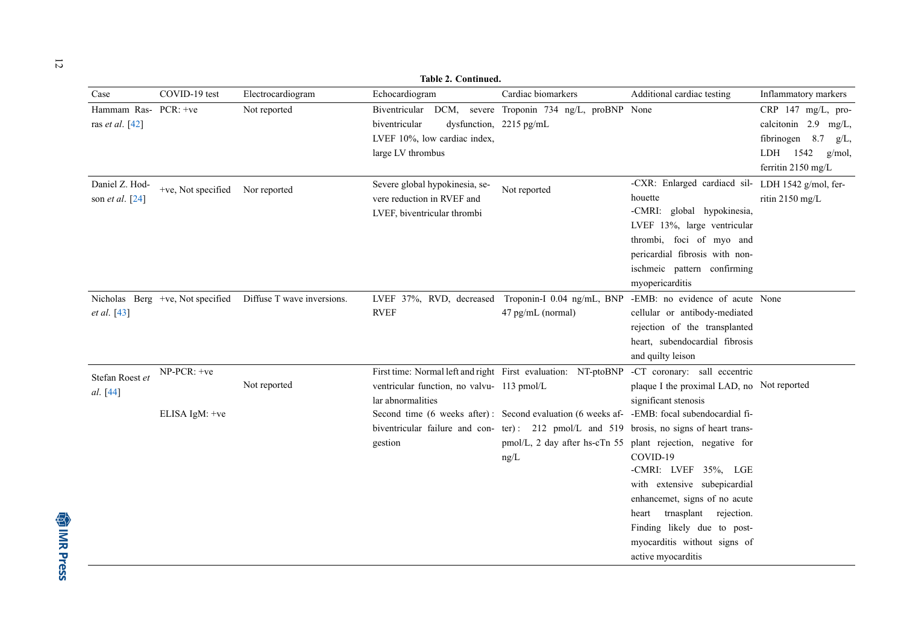**Table 2. Continued.**

| Case | COVID-19 test | Electrocardiogram | Echocardiogram | Cardiac biomarkers | Additional cardiac testing | Inflammatory markers |
|---|---|---|---|---|---|---|
| Hammam Rasras *et al*. [42] | PCR: +ve | Not reported | Biventricular DCM, severe biventricular dysfunction, LVEF 10%, low cardiac index, large LV thrombus | Troponin 734 ng/L, proBNP 2215 pg/mL | None | CRP 147 mg/L, procalcitonin 2.9 mg/L, fibrinogen 8.7 g/L, LDH 1542 g/mol, ferritin 2150 mg/L |
| Daniel Z. Hodson *et al*. [24] | +ve, Not specified | Nor reported | Severe global hypokinesia, severe reduction in RVEF and LVEF, biventricular thrombi | Not reported | -CXR: Enlarged cardiacd silhouette<br>-CMRI: global hypokinesia, LVEF 13%, large ventricular thrombi, foci of myo and pericardial fibrosis with non-ischmeic pattern confirming myopericarditis | LDH 1542 g/mol, ferritin 2150 mg/L |
| Nicholas Berg *et al*. [43] | +ve, Not specified | Diffuse T wave inversions. | LVEF 37%, RVD, decreased RVEF | Troponin-I 0.04 ng/mL, BNP 47 pg/mL (normal) | -EMB: no evidence of acute cellular or antibody-mediated rejection of the transplanted heart, subendocardial fibrosis and quilty leison | None |
| Stefan Roest *et al*. [44] | NP-PCR: +ve<br>ELISA IgM: +ve | Not reported | First time: Normal left and right ventricular function, no valvular abnormalities<br>Second time (6 weeks after): biventricular failure and congestion | First evaluation: NT-ptoBNP 113 pmol/L<br>Second evaluation (6 weeks after): 212 pmol/L and 519 pmol/L, 2 day after hs-cTn 55 ng/L | -CT coronary: sall eccentric plaque I the proximal LAD, no significant stenosis<br>-EMB: focal subendocardial fibrosis, no signs of heart transplant rejection, negative for COVID-19<br>-CMRI: LVEF 35%, LGE with extensive subepicardial enhancemet, signs of no acute heart trnasplant rejection. Finding likely due to post-myocarditis without signs of active myocarditis | Not reported |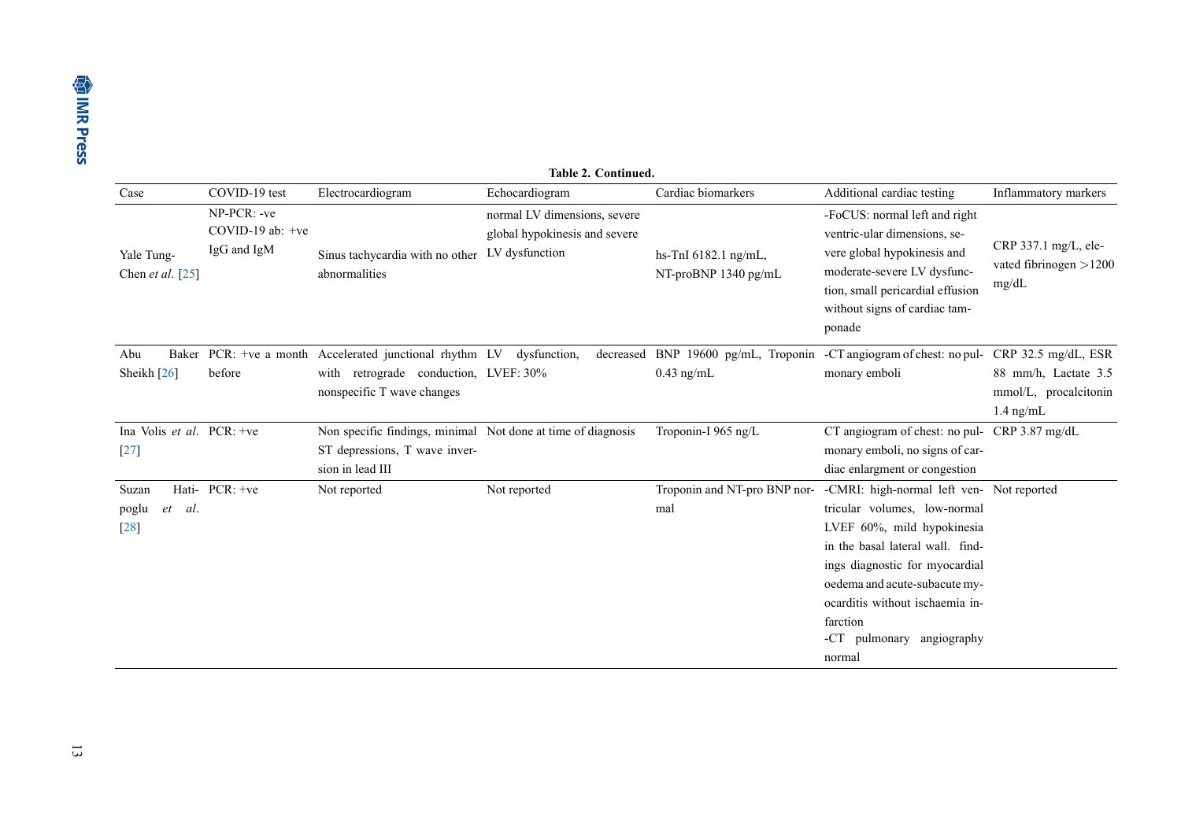**Table 2. Continued.**

| Case | COVID-19 test | Electrocardiogram | Echocardiogram | Cardiac biomarkers | Additional cardiac testing | Inflammatory markers |
|---|---|---|---|---|---|---|
| Yale Tung-Chen *et al*. [25] | NP-PCR: -ve COVID-19 ab: +ve IgG and IgM | Sinus tachycardia with no other abnormalities | normal LV dimensions, severe global hypokinesis and severe LV dysfunction | hs-TnI 6182.1 ng/mL, NT-proBNP 1340 pg/mL | -FoCUS: normal left and right ventric-ular dimensions, severe global hypokinesis and moderate-severe LV dysfunction, small pericardial effusion without signs of cardiac tamponade | CRP 337.1 mg/L, elevated fibrinogen >1200 mg/dL |
| Abu Baker Sheikh [26] | PCR: +ve a month before | Accelerated junctional rhythm with retrograde conduction, nonspecific T wave changes | LV dysfunction, decreased LVEF: 30% | BNP 19600 pg/mL, Troponin 0.43 ng/mL | -CT angiogram of chest: no pulmonary emboli | CRP 32.5 mg/dL, ESR 88 mm/h, Lactate 3.5 mmol/L, procalcitonin 1.4 ng/mL |
| Ina Volis *et al*. [27] | PCR: +ve | Non specific findings, minimal ST depressions, T wave inversion in lead III | Not done at time of diagnosis | Troponin-I 965 ng/L | CT angiogram of chest: no pulmonary emboli, no signs of cardiac enlargment or congestion | CRP 3.87 mg/dL |
| Suzan Hatipoglu *et al*. [28] | PCR: +ve | Not reported | Not reported | Troponin and NT-pro BNP normal | -CMRI: high-normal left ventricular volumes, low-normal LVEF 60%, mild hypokinesia in the basal lateral wall. findings diagnostic for myocardial oedema and acute-subacute myocarditis without ischaemia infarction<br>-CT pulmonary angiography normal | Not reported |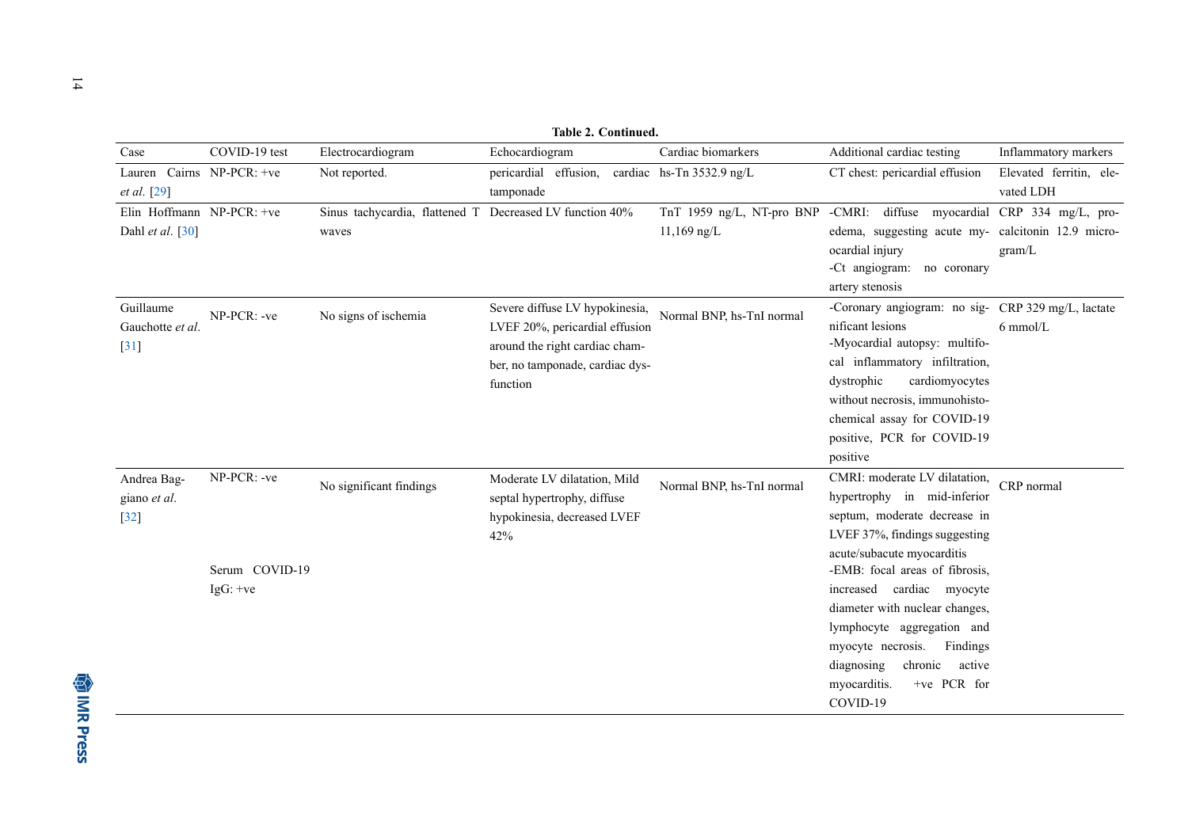**Table 2. Continued.**

| Case | COVID-19 test | Electrocardiogram | Echocardiogram | Cardiac biomarkers | Additional cardiac testing | Inflammatory markers |
|---|---|---|---|---|---|---|
| Lauren Cairns *et al.* [29] | NP-PCR: +ve | Not reported. | pericardial effusion, cardiac tamponade | hs-Tn 3532.9 ng/L | CT chest: pericardial effusion | Elevated ferritin, elevated LDH |
| Elin Hoffmann Dahl *et al.* [30] | NP-PCR: +ve | Sinus tachycardia, flattened T waves | Decreased LV function 40% | TnT 1959 ng/L, NT-pro BNP 11,169 ng/L | -CMRI: diffuse myocardial edema, suggesting acute myocardial injury<br>-Ct angiogram: no coronary artery stenosis | CRP 334 mg/L, procalcitonin 12.9 microgram/L |
| Guillaume Gauchotte *et al.* [31] | NP-PCR: -ve | No signs of ischemia | Severe diffuse LV hypokinesia, LVEF 20%, pericardial effusion around the right cardiac chamber, no tamponade, cardiac dysfunction | Normal BNP, hs-TnI normal | -Coronary angiogram: no significant lesions<br>-Myocardial autopsy: multifocal inflammatory infiltration, dystrophic cardiomyocytes without necrosis, immunohistochemical assay for COVID-19 positive, PCR for COVID-19 positive | CRP 329 mg/L, lactate 6 mmol/L |
| Andrea Baggiano *et al.* [32] | NP-PCR: -ve<br>Serum COVID-19 IgG: +ve | No significant findings | Moderate LV dilatation, Mild septal hypertrophy, diffuse hypokinesia, decreased LVEF 42% | Normal BNP, hs-TnI normal | CMRI: moderate LV dilatation, hypertrophy in mid-inferior septum, moderate decrease in LVEF 37%, findings suggesting acute/subacute myocarditis<br>-EMB: focal areas of fibrosis, increased cardiac myocyte diameter with nuclear changes, lymphocyte aggregation and myocyte necrosis. Findings diagnosing chronic active myocarditis. +ve PCR for COVID-19 | CRP normal |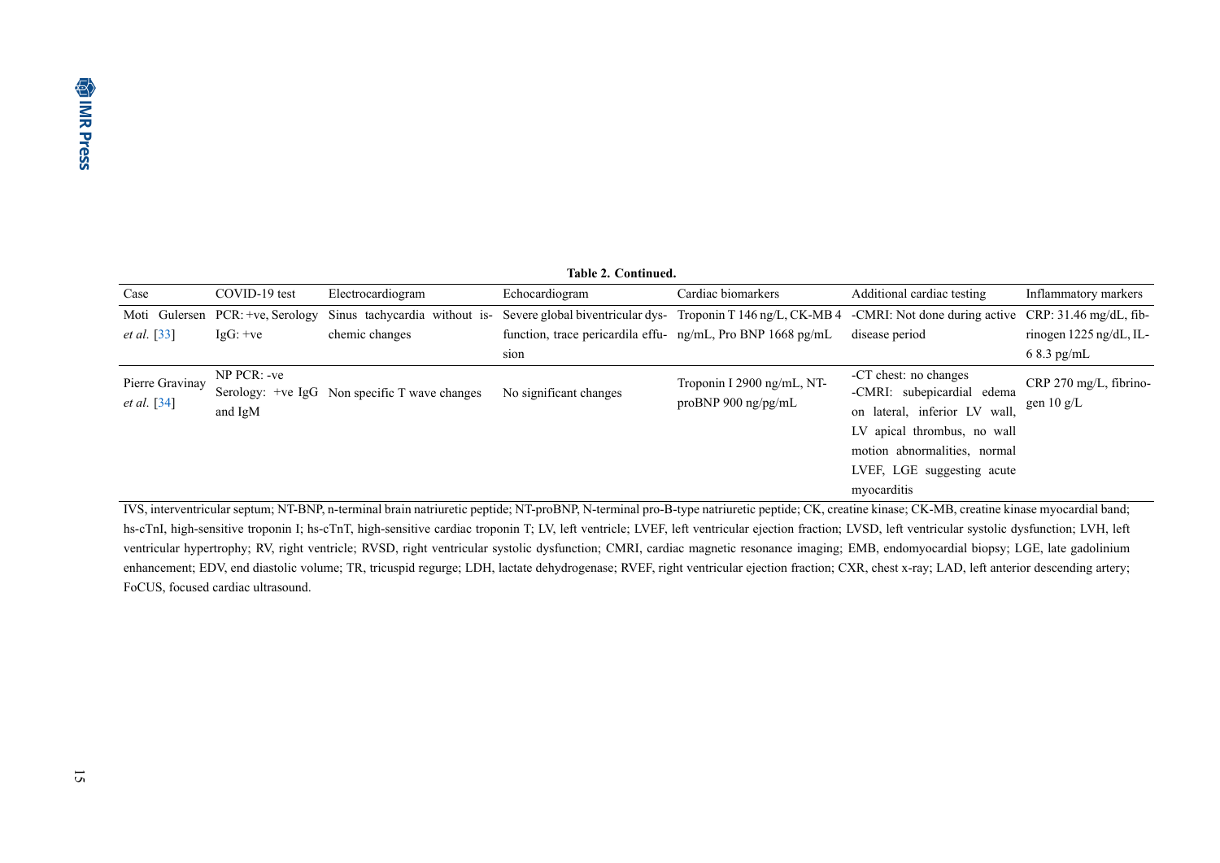**Table 2. Continued.**

| Case | COVID-19 test | Electrocardiogram | Echocardiogram | Cardiac biomarkers | Additional cardiac testing | Inflammatory markers |
|---|---|---|---|---|---|---|
| Moti Gulersen *et al.* [33] | PCR: +ve, Serology IgG: +ve | Sinus tachycardia without ischemic changes | Severe global biventricular dysfunction, trace pericardila effusion | Troponin T 146 ng/L, CK-MB 4 ng/mL, Pro BNP 1668 pg/mL | -CMRI: Not done during active disease period | CRP: 31.46 mg/dL, fibrinogen 1225 ng/dL, IL-6 8.3 pg/mL |
| Pierre Gravinay *et al.* [34] | NP PCR: -ve Serology: +ve IgG and IgM | Non specific T wave changes | No significant changes | Troponin I 2900 ng/mL, NT-proBNP 900 ng/pg/mL | -CT chest: no changes -CMRI: subepicardial edema on lateral, inferior LV wall, LV apical thrombus, no wall motion abnormalities, normal LVEF, LGE suggesting acute myocarditis | CRP 270 mg/L, fibrinogen 10 g/L |

IVS, interventricular septum; NT-BNP, n-terminal brain natriuretic peptide; NT-proBNP, N-terminal pro-B-type natriuretic peptide; CK, creatine kinase; CK-MB, creatine kinase myocardial band; hs-cTnI, high-sensitive troponin I; hs-cTnT, high-sensitive cardiac troponin T; LV, left ventricle; LVEF, left ventricular ejection fraction; LVSD, left ventricular systolic dysfunction; LVH, left ventricular hypertrophy; RV, right ventricle; RVSD, right ventricular systolic dysfunction; CMRI, cardiac magnetic resonance imaging; EMB, endomyocardial biopsy; LGE, late gadolinium enhancement; EDV, end diastolic volume; TR, tricuspid regurge; LDH, lactate dehydrogenase; RVEF, right ventricular ejection fraction; CXR, chest x-ray; LAD, left anterior descending artery; FoCUS, focused cardiac ultrasound.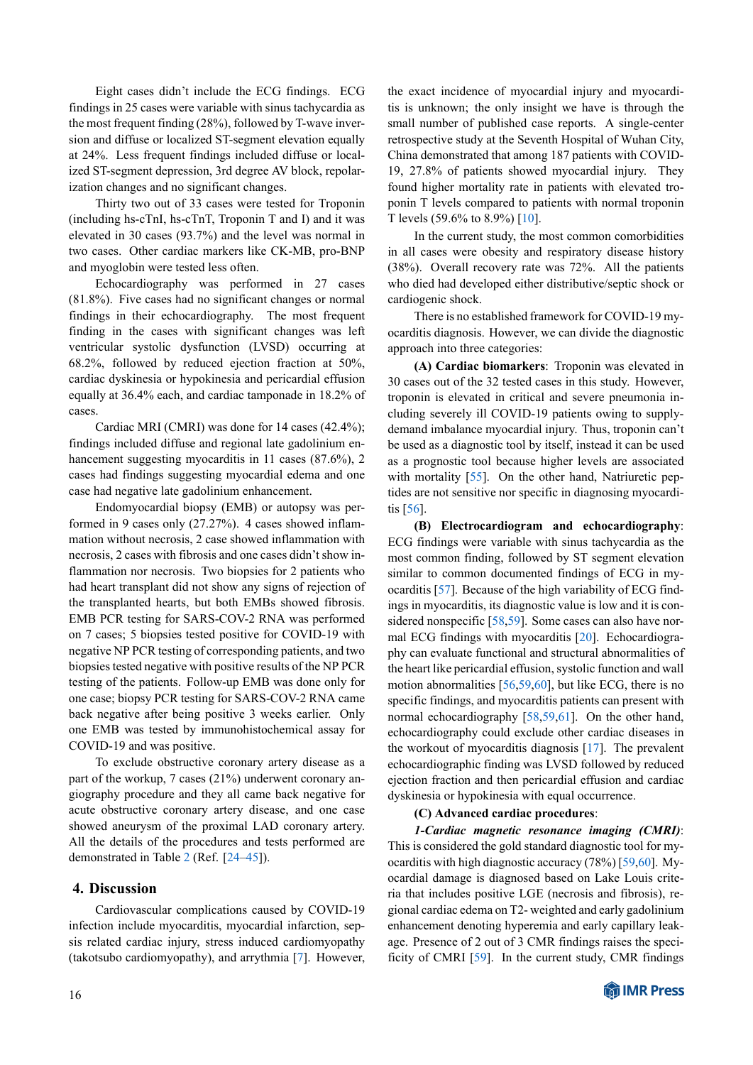Eight cases didn't include the ECG findings. ECG findings in 25 cases were variable with sinus tachycardia as the most frequent finding (28%), followed by T-wave inversion and diffuse or localized ST-segment elevation equally at 24%. Less frequent findings included diffuse or localized ST-segment depression, 3rd degree AV block, repolarization changes and no significant changes.

Thirty two out of 33 cases were tested for Troponin (including hs-cTnI, hs-cTnT, Troponin T and I) and it was elevated in 30 cases (93.7%) and the level was normal in two cases. Other cardiac markers like CK-MB, pro-BNP and myoglobin were tested less often.

Echocardiography was performed in 27 cases (81.8%). Five cases had no significant changes or normal findings in their echocardiography. The most frequent finding in the cases with significant changes was left ventricular systolic dysfunction (LVSD) occurring at 68.2%, followed by reduced ejection fraction at 50%, cardiac dyskinesia or hypokinesia and pericardial effusion equally at 36.4% each, and cardiac tamponade in 18.2% of cases.

Cardiac MRI (CMRI) was done for 14 cases (42.4%); findings included diffuse and regional late gadolinium enhancement suggesting myocarditis in 11 cases (87.6%), 2 cases had findings suggesting myocardial edema and one case had negative late gadolinium enhancement.

Endomyocardial biopsy (EMB) or autopsy was performed in 9 cases only (27.27%). 4 cases showed inflammation without necrosis, 2 case showed inflammation with necrosis, 2 cases with fibrosis and one cases didn't show inflammation nor necrosis. Two biopsies for 2 patients who had heart transplant did not show any signs of rejection of the transplanted hearts, but both EMBs showed fibrosis. EMB PCR testing for SARS-COV-2 RNA was performed on 7 cases; 5 biopsies tested positive for COVID-19 with negative NP PCR testing of corresponding patients, and two biopsies tested negative with positive results of the NP PCR testing of the patients. Follow-up EMB was done only for one case; biopsy PCR testing for SARS-COV-2 RNA came back negative after being positive 3 weeks earlier. Only one EMB was tested by immunohistochemical assay for COVID-19 and was positive.

To exclude obstructive coronary artery disease as a part of the workup, 7 cases (21%) underwent coronary angiography procedure and they all came back negative for acute obstructive coronary artery disease, and one case showed aneurysm of the proximal LAD coronary artery. All the details of the procedures and tests performed are demonstrated in Table 2 (Ref. [24–45]).

## 4. Discussion

Cardiovascular complications caused by COVID-19 infection include myocarditis, myocardial infarction, sepsis related cardiac injury, stress induced cardiomyopathy (takotsubo cardiomyopathy), and arrythmia [7]. However, the exact incidence of myocardial injury and myocarditis is unknown; the only insight we have is through the small number of published case reports. A single-center retrospective study at the Seventh Hospital of Wuhan City, China demonstrated that among 187 patients with COVID-19, 27.8% of patients showed myocardial injury. They found higher mortality rate in patients with elevated troponin T levels compared to patients with normal troponin T levels (59.6% to 8.9%) [10].

In the current study, the most common comorbidities in all cases were obesity and respiratory disease history (38%). Overall recovery rate was 72%. All the patients who died had developed either distributive/septic shock or cardiogenic shock.

There is no established framework for COVID-19 myocarditis diagnosis. However, we can divide the diagnostic approach into three categories:

**(A) Cardiac biomarkers**: Troponin was elevated in 30 cases out of the 32 tested cases in this study. However, troponin is elevated in critical and severe pneumonia including severely ill COVID-19 patients owing to supply-demand imbalance myocardial injury. Thus, troponin can't be used as a diagnostic tool by itself, instead it can be used as a prognostic tool because higher levels are associated with mortality [55]. On the other hand, Natriuretic peptides are not sensitive nor specific in diagnosing myocarditis [56].

**(B) Electrocardiogram and echocardiography**: ECG findings were variable with sinus tachycardia as the most common finding, followed by ST segment elevation similar to common documented findings of ECG in myocarditis [57]. Because of the high variability of ECG findings in myocarditis, its diagnostic value is low and it is considered nonspecific [58,59]. Some cases can also have normal ECG findings with myocarditis [20]. Echocardiography can evaluate functional and structural abnormalities of the heart like pericardial effusion, systolic function and wall motion abnormalities [56,59,60], but like ECG, there is no specific findings, and myocarditis patients can present with normal echocardiography [58,59,61]. On the other hand, echocardiography could exclude other cardiac diseases in the workout of myocarditis diagnosis [17]. The prevalent echocardiographic finding was LVSD followed by reduced ejection fraction and then pericardial effusion and cardiac dyskinesia or hypokinesia with equal occurrence.

**(C) Advanced cardiac procedures**:

***1-Cardiac magnetic resonance imaging (CMRI)***: This is considered the gold standard diagnostic tool for myocarditis with high diagnostic accuracy (78%) [59,60]. Myocardial damage is diagnosed based on Lake Louis criteria that includes positive LGE (necrosis and fibrosis), regional cardiac edema on T2- weighted and early gadolinium enhancement denoting hyperemia and early capillary leakage. Presence of 2 out of 3 CMR findings raises the specificity of CMRI [59]. In the current study, CMR findings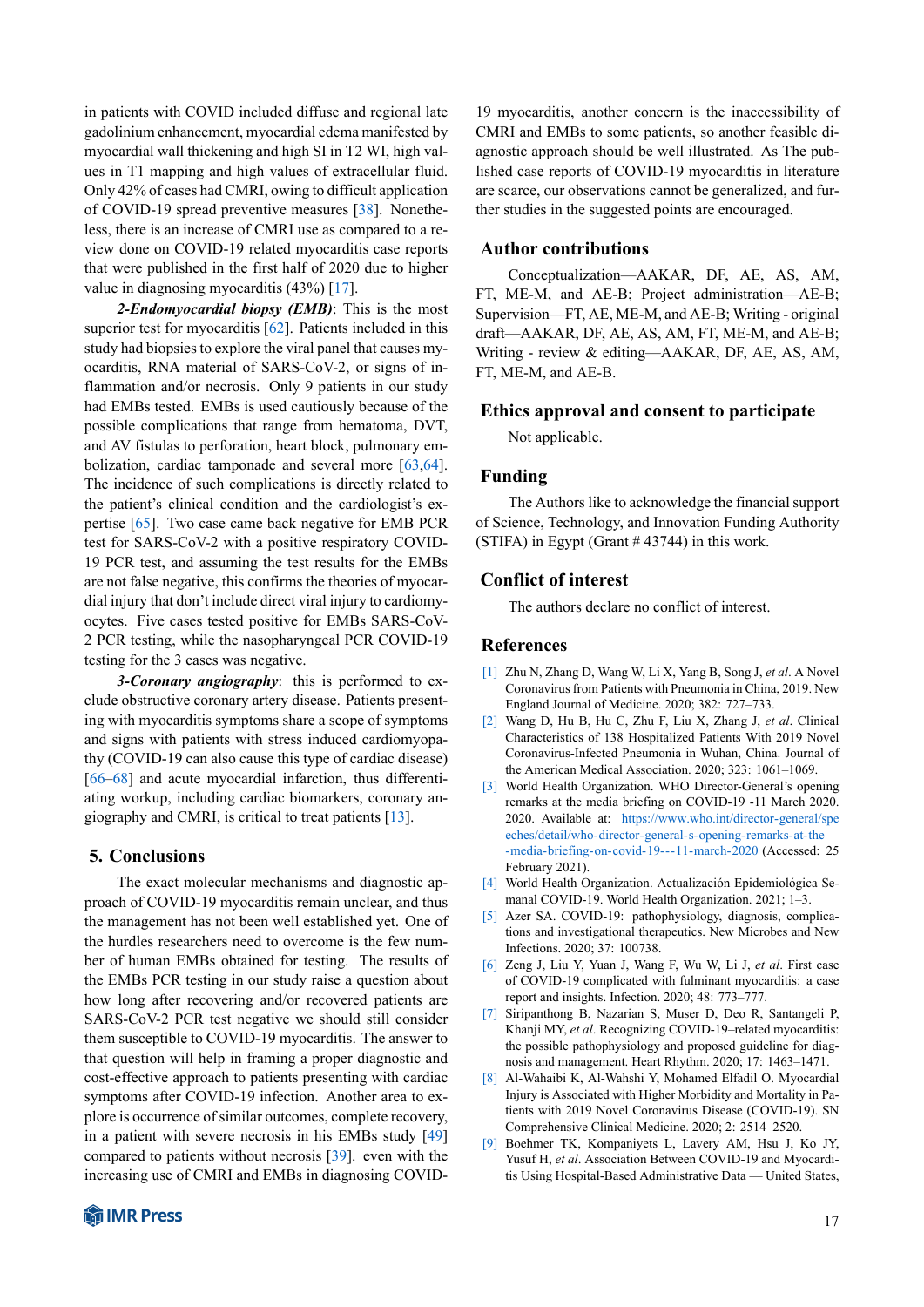in patients with COVID included diffuse and regional late gadolinium enhancement, myocardial edema manifested by myocardial wall thickening and high SI in T2 WI, high values in T1 mapping and high values of extracellular fluid. Only 42% of cases had CMRI, owing to difficult application of COVID-19 spread preventive measures [38]. Nonetheless, there is an increase of CMRI use as compared to a review done on COVID-19 related myocarditis case reports that were published in the first half of 2020 due to higher value in diagnosing myocarditis (43%) [17].

***2-Endomyocardial biopsy (EMB)***: This is the most superior test for myocarditis [62]. Patients included in this study had biopsies to explore the viral panel that causes myocarditis, RNA material of SARS-CoV-2, or signs of inflammation and/or necrosis. Only 9 patients in our study had EMBs tested. EMBs is used cautiously because of the possible complications that range from hematoma, DVT, and AV fistulas to perforation, heart block, pulmonary embolization, cardiac tamponade and several more [63,64]. The incidence of such complications is directly related to the patient's clinical condition and the cardiologist's expertise [65]. Two case came back negative for EMB PCR test for SARS-CoV-2 with a positive respiratory COVID-19 PCR test, and assuming the test results for the EMBs are not false negative, this confirms the theories of myocardial injury that don't include direct viral injury to cardiomyocytes. Five cases tested positive for EMBs SARS-CoV-2 PCR testing, while the nasopharyngeal PCR COVID-19 testing for the 3 cases was negative.

***3-Coronary angiography***: this is performed to exclude obstructive coronary artery disease. Patients presenting with myocarditis symptoms share a scope of symptoms and signs with patients with stress induced cardiomyopathy (COVID-19 can also cause this type of cardiac disease) [66–68] and acute myocardial infarction, thus differentiating workup, including cardiac biomarkers, coronary angiography and CMRI, is critical to treat patients [13].

## 5. Conclusions

The exact molecular mechanisms and diagnostic approach of COVID-19 myocarditis remain unclear, and thus the management has not been well established yet. One of the hurdles researchers need to overcome is the few number of human EMBs obtained for testing. The results of the EMBs PCR testing in our study raise a question about how long after recovering and/or recovered patients are SARS-CoV-2 PCR test negative we should still consider them susceptible to COVID-19 myocarditis. The answer to that question will help in framing a proper diagnostic and cost-effective approach to patients presenting with cardiac symptoms after COVID-19 infection. Another area to explore is occurrence of similar outcomes, complete recovery, in a patient with severe necrosis in his EMBs study [49] compared to patients without necrosis [39]. even with the increasing use of CMRI and EMBs in diagnosing COVID-19 myocarditis, another concern is the inaccessibility of CMRI and EMBs to some patients, so another feasible diagnostic approach should be well illustrated. As The published case reports of COVID-19 myocarditis in literature are scarce, our observations cannot be generalized, and further studies in the suggested points are encouraged.

## Author contributions

Conceptualization—AAKAR, DF, AE, AS, AM, FT, ME-M, and AE-B; Project administration—AE-B; Supervision—FT, AE, ME-M, and AE-B; Writing - original draft—AAKAR, DF, AE, AS, AM, FT, ME-M, and AE-B; Writing - review & editing—AAKAR, DF, AE, AS, AM, FT, ME-M, and AE-B.

## Ethics approval and consent to participate

Not applicable.

## Funding

The Authors like to acknowledge the financial support of Science, Technology, and Innovation Funding Authority (STIFA) in Egypt (Grant # 43744) in this work.

## Conflict of interest

The authors declare no conflict of interest.

## References

[1] Zhu N, Zhang D, Wang W, Li X, Yang B, Song J, *et al*. A Novel Coronavirus from Patients with Pneumonia in China, 2019. New England Journal of Medicine. 2020; 382: 727–733.

[2] Wang D, Hu B, Hu C, Zhu F, Liu X, Zhang J, *et al*. Clinical Characteristics of 138 Hospitalized Patients With 2019 Novel Coronavirus-Infected Pneumonia in Wuhan, China. Journal of the American Medical Association. 2020; 323: 1061–1069.

[3] World Health Organization. WHO Director-General's opening remarks at the media briefing on COVID-19 -11 March 2020. 2020. Available at: https://www.who.int/director-general/speeches/detail/who-director-general-s-opening-remarks-at-the-media-briefing-on-covid-19---11-march-2020 (Accessed: 25 February 2021).

[4] World Health Organization. Actualización Epidemiológica Semanal COVID-19. World Health Organization. 2021; 1–3.

[5] Azer SA. COVID-19: pathophysiology, diagnosis, complications and investigational therapeutics. New Microbes and New Infections. 2020; 37: 100738.

[6] Zeng J, Liu Y, Yuan J, Wang F, Wu W, Li J, *et al*. First case of COVID-19 complicated with fulminant myocarditis: a case report and insights. Infection. 2020; 48: 773–777.

[7] Siripanthong B, Nazarian S, Muser D, Deo R, Santangeli P, Khanji MY, *et al*. Recognizing COVID-19–related myocarditis: the possible pathophysiology and proposed guideline for diagnosis and management. Heart Rhythm. 2020; 17: 1463–1471.

[8] Al-Wahaibi K, Al-Wahshi Y, Mohamed Elfadil O. Myocardial Injury is Associated with Higher Morbidity and Mortality in Patients with 2019 Novel Coronavirus Disease (COVID-19). SN Comprehensive Clinical Medicine. 2020; 2: 2514–2520.

[9] Boehmer TK, Kompaniyets L, Lavery AM, Hsu J, Ko JY, Yusuf H, *et al*. Association Between COVID-19 and Myocarditis Using Hospital-Based Administrative Data — United States,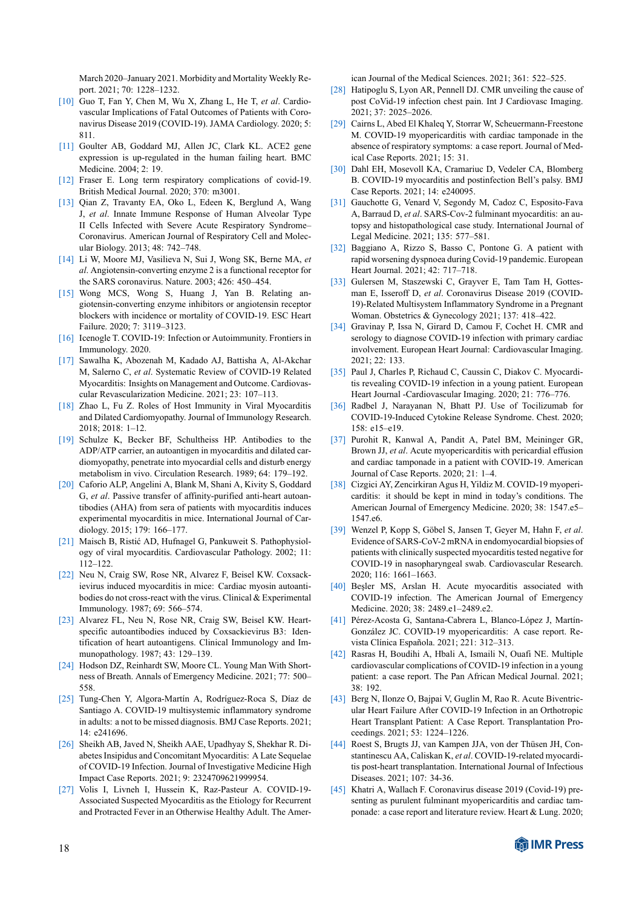March 2020–January 2021. Morbidity and Mortality Weekly Report. 2021; 70: 1228–1232.

[10] Guo T, Fan Y, Chen M, Wu X, Zhang L, He T, *et al*. Cardiovascular Implications of Fatal Outcomes of Patients with Coronavirus Disease 2019 (COVID-19). JAMA Cardiology. 2020; 5: 811.

[11] Goulter AB, Goddard MJ, Allen JC, Clark KL. ACE2 gene expression is up-regulated in the human failing heart. BMC Medicine. 2004; 2: 19.

[12] Fraser E. Long term respiratory complications of covid-19. British Medical Journal. 2020; 370: m3001.

[13] Qian Z, Travanty EA, Oko L, Edeen K, Berglund A, Wang J, *et al*. Innate Immune Response of Human Alveolar Type II Cells Infected with Severe Acute Respiratory Syndrome–Coronavirus. American Journal of Respiratory Cell and Molecular Biology. 2013; 48: 742–748.

[14] Li W, Moore MJ, Vasilieva N, Sui J, Wong SK, Berne MA, *et al*. Angiotensin-converting enzyme 2 is a functional receptor for the SARS coronavirus. Nature. 2003; 426: 450–454.

[15] Wong MCS, Wong S, Huang J, Yan B. Relating angiotensin-converting enzyme inhibitors or angiotensin receptor blockers with incidence or mortality of COVID-19. ESC Heart Failure. 2020; 7: 3119–3123.

[16] Icenogle T. COVID-19: Infection or Autoimmunity. Frontiers in Immunology. 2020.

[17] Sawalha K, Abozenah M, Kadado AJ, Battisha A, Al-Akchar M, Salerno C, *et al*. Systematic Review of COVID-19 Related Myocarditis: Insights on Management and Outcome. Cardiovascular Revascularization Medicine. 2021; 23: 107–113.

[18] Zhao L, Fu Z. Roles of Host Immunity in Viral Myocarditis and Dilated Cardiomyopathy. Journal of Immunology Research. 2018; 2018: 1–12.

[19] Schulze K, Becker BF, Schultheiss HP. Antibodies to the ADP/ATP carrier, an autoantigen in myocarditis and dilated cardiomyopathy, penetrate into myocardial cells and disturb energy metabolism in vivo. Circulation Research. 1989; 64: 179–192.

[20] Caforio ALP, Angelini A, Blank M, Shani A, Kivity S, Goddard G, *et al*. Passive transfer of affinity-purified anti-heart autoantibodies (AHA) from sera of patients with myocarditis induces experimental myocarditis in mice. International Journal of Cardiology. 2015; 179: 166–177.

[21] Maisch B, Ristić AD, Hufnagel G, Pankuweit S. Pathophysiology of viral myocarditis. Cardiovascular Pathology. 2002; 11: 112–122.

[22] Neu N, Craig SW, Rose NR, Alvarez F, Beisel KW. Coxsackievirus induced myocarditis in mice: Cardiac myosin autoantibodies do not cross-react with the virus. Clinical & Experimental Immunology. 1987; 69: 566–574.

[23] Alvarez FL, Neu N, Rose NR, Craig SW, Beisel KW. Heart-specific autoantibodies induced by Coxsackievirus B3: Identification of heart autoantigens. Clinical Immunology and Immunopathology. 1987; 43: 129–139.

[24] Hodson DZ, Reinhardt SW, Moore CL. Young Man With Shortness of Breath. Annals of Emergency Medicine. 2021; 77: 500–558.

[25] Tung-Chen Y, Algora-Martín A, Rodríguez-Roca S, Díaz de Santiago A. COVID-19 multisystemic inflammatory syndrome in adults: a not to be missed diagnosis. BMJ Case Reports. 2021; 14: e241696.

[26] Sheikh AB, Javed N, Sheikh AAE, Upadhyay S, Shekhar R. Diabetes Insipidus and Concomitant Myocarditis: A Late Sequelae of COVID-19 Infection. Journal of Investigative Medicine High Impact Case Reports. 2021; 9: 2324709621999954.

[27] Volis I, Livneh I, Hussein K, Raz-Pasteur A. COVID-19-Associated Suspected Myocarditis as the Etiology for Recurrent and Protracted Fever in an Otherwise Healthy Adult. The American Journal of the Medical Sciences. 2021; 361: 522–525.

[28] Hatipoglu S, Lyon AR, Pennell DJ. CMR unveiling the cause of post CoVid-19 infection chest pain. Int J Cardiovasc Imaging. 2021; 37: 2025–2026.

[29] Cairns L, Abed El Khaleq Y, Storrar W, Scheuermann-Freestone M. COVID-19 myopericarditis with cardiac tamponade in the absence of respiratory symptoms: a case report. Journal of Medical Case Reports. 2021; 15: 31.

[30] Dahl EH, Mosevoll KA, Cramariuc D, Vedeler CA, Blomberg B. COVID-19 myocarditis and postinfection Bell's palsy. BMJ Case Reports. 2021; 14: e240095.

[31] Gauchotte G, Venard V, Segondy M, Cadoz C, Esposito-Fava A, Barraud D, *et al*. SARS-Cov-2 fulminant myocarditis: an autopsy and histopathological case study. International Journal of Legal Medicine. 2021; 135: 577–581.

[32] Baggiano A, Rizzo S, Basso C, Pontone G. A patient with rapid worsening dyspnoea during Covid-19 pandemic. European Heart Journal. 2021; 42: 717–718.

[33] Gulersen M, Staszewski C, Grayver E, Tam Tam H, Gottesman E, Isseroff D, *et al*. Coronavirus Disease 2019 (COVID-19)-Related Multisystem Inflammatory Syndrome in a Pregnant Woman. Obstetrics & Gynecology 2021; 137: 418–422.

[34] Gravinay P, Issa N, Girard D, Camou F, Cochet H. CMR and serology to diagnose COVID-19 infection with primary cardiac involvement. European Heart Journal: Cardiovascular Imaging. 2021; 22: 133.

[35] Paul J, Charles P, Richaud C, Caussin C, Diakov C. Myocarditis revealing COVID-19 infection in a young patient. European Heart Journal -Cardiovascular Imaging. 2020; 21: 776–776.

[36] Radbel J, Narayanan N, Bhatt PJ. Use of Tocilizumab for COVID-19-Induced Cytokine Release Syndrome. Chest. 2020; 158: e15–e19.

[37] Purohit R, Kanwal A, Pandit A, Patel BM, Meininger GR, Brown JJ, *et al*. Acute myopericarditis with pericardial effusion and cardiac tamponade in a patient with COVID-19. American Journal of Case Reports. 2020; 21: 1–4.

[38] Cizgici AY, Zencirkiran Agus H, Yildiz M. COVID-19 myopericarditis: it should be kept in mind in today's conditions. The American Journal of Emergency Medicine. 2020; 38: 1547.e5–1547.e6.

[39] Wenzel P, Kopp S, Göbel S, Jansen T, Geyer M, Hahn F, *et al*. Evidence of SARS-CoV-2 mRNA in endomyocardial biopsies of patients with clinically suspected myocarditis tested negative for COVID-19 in nasopharyngeal swab. Cardiovascular Research. 2020; 116: 1661–1663.

[40] Beşler MS, Arslan H. Acute myocarditis associated with COVID-19 infection. The American Journal of Emergency Medicine. 2020; 38: 2489.e1–2489.e2.

[41] Pérez-Acosta G, Santana-Cabrera L, Blanco-López J, Martín-González JC. COVID-19 myopericarditis: A case report. Revista Clínica Española. 2021; 221: 312–313.

[42] Rasras H, Boudihi A, Hbali A, Ismaili N, Ouafi NE. Multiple cardiovascular complications of COVID-19 infection in a young patient: a case report. The Pan African Medical Journal. 2021; 38: 192.

[43] Berg N, Ilonze O, Bajpai V, Guglin M, Rao R. Acute Biventricular Heart Failure After COVID-19 Infection in an Orthotropic Heart Transplant Patient: A Case Report. Transplantation Proceedings. 2021; 53: 1224–1226.

[44] Roest S, Brugts JJ, van Kampen JJA, von der Thüsen JH, Constantinescu AA, Caliskan K, *et al*. COVID-19-related myocarditis post-heart transplantation. International Journal of Infectious Diseases. 2021; 107: 34-36.

[45] Khatri A, Wallach F. Coronavirus disease 2019 (Covid-19) presenting as purulent fulminant myopericarditis and cardiac tamponade: a case report and literature review. Heart & Lung. 2020;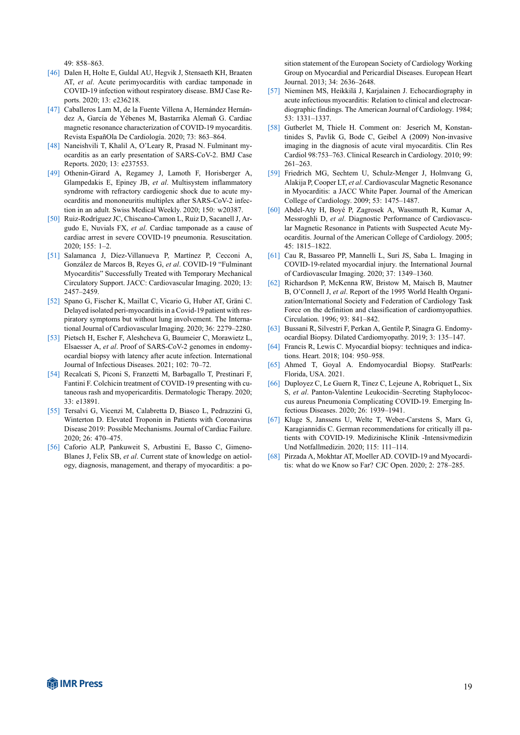49: 858–863.

[46] Dalen H, Holte E, Guldal AU, Hegvik J, Stensaeth KH, Braaten AT, *et al*. Acute perimyocarditis with cardiac tamponade in COVID-19 infection without respiratory disease. BMJ Case Reports. 2020; 13: e236218.

[47] Caballeros Lam M, de la Fuente Villena A, Hernández Hernández A, García de Yébenes M, Bastarrika Alemañ G. Cardiac magnetic resonance characterization of COVID-19 myocarditis. Revista EspañOla De Cardiología. 2020; 73: 863–864.

[48] Naneishvili T, Khalil A, O'Leary R, Prasad N. Fulminant myocarditis as an early presentation of SARS-CoV-2. BMJ Case Reports. 2020; 13: e237553.

[49] Othenin-Girard A, Regamey J, Lamoth F, Horisberger A, Glampedakis E, Epiney JB, *et al*. Multisystem inflammatory syndrome with refractory cardiogenic shock due to acute myocarditis and mononeuritis multiplex after SARS-CoV-2 infection in an adult. Swiss Medical Weekly. 2020; 150: w20387.

[50] Ruiz-Rodríguez JC, Chiscano-Camon L, Ruiz D, Sacanell J, Argudo E, Nuvials FX, *et al*. Cardiac tamponade as a cause of cardiac arrest in severe COVID-19 pneumonia. Resuscitation. 2020; 155: 1–2.

[51] Salamanca J, Díez-Villanueva P, Martínez P, Cecconi A, González de Marcos B, Reyes G, *et al*. COVID-19 "Fulminant Myocarditis" Successfully Treated with Temporary Mechanical Circulatory Support. JACC: Cardiovascular Imaging. 2020; 13: 2457–2459.

[52] Spano G, Fischer K, Maillat C, Vicario G, Huber AT, Gräni C. Delayed isolated peri-myocarditis in a Covid-19 patient with respiratory symptoms but without lung involvement. The International Journal of Cardiovascular Imaging. 2020; 36: 2279–2280.

[53] Pietsch H, Escher F, Aleshcheva G, Baumeier C, Morawietz L, Elsaesser A, *et al*. Proof of SARS-CoV-2 genomes in endomyocardial biopsy with latency after acute infection. International Journal of Infectious Diseases. 2021; 102: 70–72.

[54] Recalcati S, Piconi S, Franzetti M, Barbagallo T, Prestinari F, Fantini F. Colchicin treatment of COVID-19 presenting with cutaneous rash and myopericarditis. Dermatologic Therapy. 2020; 33: e13891.

[55] Tersalvi G, Vicenzi M, Calabretta D, Biasco L, Pedrazzini G, Winterton D. Elevated Troponin in Patients with Coronavirus Disease 2019: Possible Mechanisms. Journal of Cardiac Failure. 2020; 26: 470–475.

[56] Caforio ALP, Pankuweit S, Arbustini E, Basso C, Gimeno-Blanes J, Felix SB, *et al*. Current state of knowledge on aetiology, diagnosis, management, and therapy of myocarditis: a position statement of the European Society of Cardiology Working Group on Myocardial and Pericardial Diseases. European Heart Journal. 2013; 34: 2636–2648.

[57] Nieminen MS, Heikkilä J, Karjalainen J. Echocardiography in acute infectious myocarditis: Relation to clinical and electrocardiographic findings. The American Journal of Cardiology. 1984; 53: 1331–1337.

[58] Gutberlet M, Thiele H. Comment on: Jeserich M, Konstantinides S, Pavlik G, Bode C, Geibel A (2009) Non-invasive imaging in the diagnosis of acute viral myocarditis. Clin Res Cardiol 98:753–763. Clinical Research in Cardiology. 2010; 99: 261–263.

[59] Friedrich MG, Sechtem U, Schulz-Menger J, Holmvang G, Alakija P, Cooper LT, *et al*. Cardiovascular Magnetic Resonance in Myocarditis: a JACC White Paper. Journal of the American College of Cardiology. 2009; 53: 1475–1487.

[60] Abdel-Aty H, Boyé P, Zagrosek A, Wassmuth R, Kumar A, Messroghli D, *et al*. Diagnostic Performance of Cardiovascular Magnetic Resonance in Patients with Suspected Acute Myocarditis. Journal of the American College of Cardiology. 2005; 45: 1815–1822.

[61] Cau R, Bassareo PP, Mannelli L, Suri JS, Saba L. Imaging in COVID-19-related myocardial injury. the International Journal of Cardiovascular Imaging. 2020; 37: 1349–1360.

[62] Richardson P, McKenna RW, Bristow M, Maisch B, Mautner B, O'Connell J, *et al*. Report of the 1995 World Health Organization/International Society and Federation of Cardiology Task Force on the definition and classification of cardiomyopathies. Circulation. 1996; 93: 841–842.

[63] Bussani R, Silvestri F, Perkan A, Gentile P, Sinagra G. Endomyocardial Biopsy. Dilated Cardiomyopathy. 2019; 3: 135–147.

[64] Francis R, Lewis C. Myocardial biopsy: techniques and indications. Heart. 2018; 104: 950–958.

[65] Ahmed T, Goyal A. Endomyocardial Biopsy. StatPearls: Florida, USA. 2021.

[66] Duployez C, Le Guern R, Tinez C, Lejeune A, Robriquet L, Six S, *et al*. Panton-Valentine Leukocidin–Secreting Staphylococcus aureus Pneumonia Complicating COVID-19. Emerging Infectious Diseases. 2020; 26: 1939–1941.

[67] Kluge S, Janssens U, Welte T, Weber-Carstens S, Marx G, Karagiannidis C. German recommendations for critically ill patients with COVID-19. Medizinische Klinik -Intensivmedizin Und Notfallmedizin. 2020; 115: 111–114.

[68] Pirzada A, Mokhtar AT, Moeller AD. COVID-19 and Myocarditis: what do we Know so Far? CJC Open. 2020; 2: 278–285.